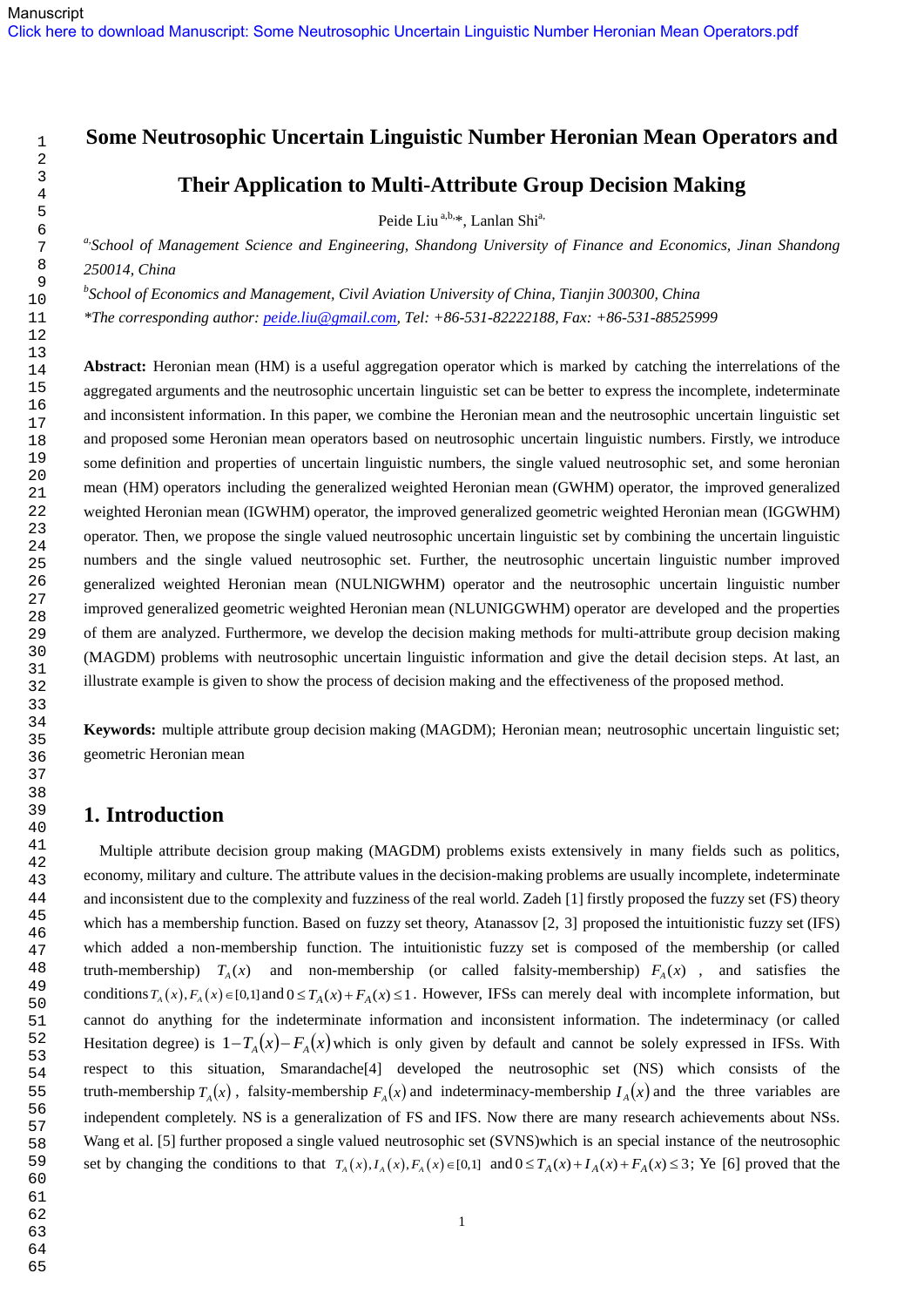Manuscript

Click here to download Manuscript: Some Neutrosophic Uncertain Linguistic Number Heronian Mean Operators.pdf

# Some Neutrosophic Uncertain Linguistic Number Heronian Mean Operators and Their Application to Multi-Attribute Group Decision Making

Peide Liu [a,b,*], Lanlan Shi[a]

[a] *School of Management Science and Engineering, Shandong University of Finance and Economics, Jinan Shandong 250014, China*

[b] *School of Economics and Management, Civil Aviation University of China, Tianjin 300300, China*

*\*The corresponding author: peide.liu@gmail.com, Tel: +86-531-82222188, Fax: +86-531-88525999*

**Abstract:** Heronian mean (HM) is a useful aggregation operator which is marked by catching the interrelations of the aggregated arguments and the neutrosophic uncertain linguistic set can be better to express the incomplete, indeterminate and inconsistent information. In this paper, we combine the Heronian mean and the neutrosophic uncertain linguistic set and proposed some Heronian mean operators based on neutrosophic uncertain linguistic numbers. Firstly, we introduce some definition and properties of uncertain linguistic numbers, the single valued neutrosophic set, and some heronian mean (HM) operators including the generalized weighted Heronian mean (GWHM) operator, the improved generalized weighted Heronian mean (IGWHM) operator, the improved generalized geometric weighted Heronian mean (IGGWHM) operator. Then, we propose the single valued neutrosophic uncertain linguistic set by combining the uncertain linguistic numbers and the single valued neutrosophic set. Further, the neutrosophic uncertain linguistic number improved generalized weighted Heronian mean (NULNIGWHM) operator and the neutrosophic uncertain linguistic number improved generalized geometric weighted Heronian mean (NLUNIGGWHM) operator are developed and the properties of them are analyzed. Furthermore, we develop the decision making methods for multi-attribute group decision making (MAGDM) problems with neutrosophic uncertain linguistic information and give the detail decision steps. At last, an illustrate example is given to show the process of decision making and the effectiveness of the proposed method.

**Keywords:** multiple attribute group decision making (MAGDM); Heronian mean; neutrosophic uncertain linguistic set; geometric Heronian mean

## 1. Introduction

Multiple attribute decision group making (MAGDM) problems exists extensively in many fields such as politics, economy, military and culture. The attribute values in the decision-making problems are usually incomplete, indeterminate and inconsistent due to the complexity and fuzziness of the real world. Zadeh [1] firstly proposed the fuzzy set (FS) theory which has a membership function. Based on fuzzy set theory, Atanassov [2, 3] proposed the intuitionistic fuzzy set (IFS) which added a non-membership function. The intuitionistic fuzzy set is composed of the membership (or called truth-membership) $T_A(x)$ and non-membership (or called falsity-membership) $F_A(x)$, and satisfies the conditions $T_A(x), F_A(x) \in [0,1]$ and $0 \le T_A(x) + F_A(x) \le 1$. However, IFSs can merely deal with incomplete information, but cannot do anything for the indeterminate information and inconsistent information. The indeterminacy (or called Hesitation degree) is $1 - T_A(x) - F_A(x)$ which is only given by default and cannot be solely expressed in IFSs. With respect to this situation, Smarandache[4] developed the neutrosophic set (NS) which consists of the truth-membership $T_A(x)$, falsity-membership $F_A(x)$ and indeterminacy-membership $I_A(x)$ and the three variables are independent completely. NS is a generalization of FS and IFS. Now there are many research achievements about NSs. Wang et al. [5] further proposed a single valued neutrosophic set (SVNS)which is an special instance of the neutrosophic set by changing the conditions to that $T_A(x), I_A(x), F_A(x) \in [0,1]$ and $0 \le T_A(x) + I_A(x) + F_A(x) \le 3$; Ye [6] proved that the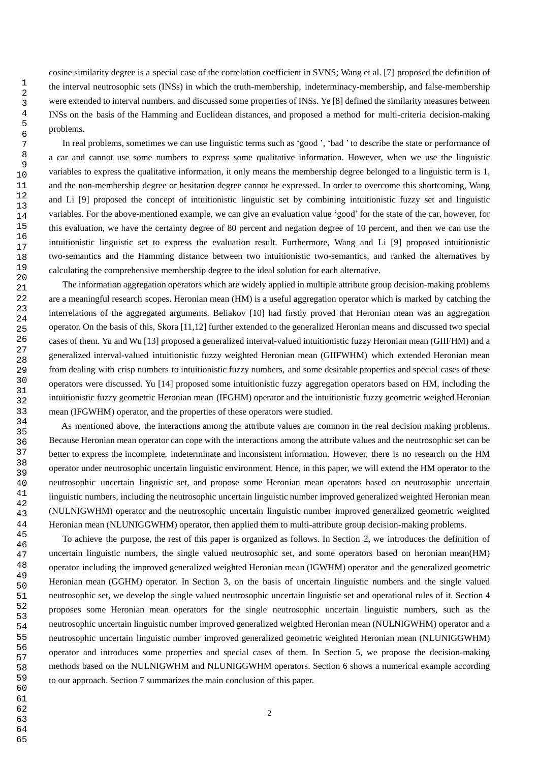cosine similarity degree is a special case of the correlation coefficient in SVNS; Wang et al. [7] proposed the definition of the interval neutrosophic sets (INSs) in which the truth-membership, indeterminacy-membership, and false-membership were extended to interval numbers, and discussed some properties of INSs. Ye [8] defined the similarity measures between INSs on the basis of the Hamming and Euclidean distances, and proposed a method for multi-criteria decision-making problems.

In real problems, sometimes we can use linguistic terms such as 'good ', 'bad ' to describe the state or performance of a car and cannot use some numbers to express some qualitative information. However, when we use the linguistic variables to express the qualitative information, it only means the membership degree belonged to a linguistic term is 1, and the non-membership degree or hesitation degree cannot be expressed. In order to overcome this shortcoming, Wang and Li [9] proposed the concept of intuitionistic linguistic set by combining intuitionistic fuzzy set and linguistic variables. For the above-mentioned example, we can give an evaluation value 'good' for the state of the car, however, for this evaluation, we have the certainty degree of 80 percent and negation degree of 10 percent, and then we can use the intuitionistic linguistic set to express the evaluation result. Furthermore, Wang and Li [9] proposed intuitionistic two-semantics and the Hamming distance between two intuitionistic two-semantics, and ranked the alternatives by calculating the comprehensive membership degree to the ideal solution for each alternative.

The information aggregation operators which are widely applied in multiple attribute group decision-making problems are a meaningful research scopes. Heronian mean (HM) is a useful aggregation operator which is marked by catching the interrelations of the aggregated arguments. Beliakov [10] had firstly proved that Heronian mean was an aggregation operator. On the basis of this, Skora [11,12] further extended to the generalized Heronian means and discussed two special cases of them. Yu and Wu [13] proposed a generalized interval-valued intuitionistic fuzzy Heronian mean (GIIFHM) and a generalized interval-valued intuitionistic fuzzy weighted Heronian mean (GIIFWHM) which extended Heronian mean from dealing with crisp numbers to intuitionistic fuzzy numbers, and some desirable properties and special cases of these operators were discussed. Yu [14] proposed some intuitionistic fuzzy aggregation operators based on HM, including the intuitionistic fuzzy geometric Heronian mean (IFGHM) operator and the intuitionistic fuzzy geometric weighed Heronian mean (IFGWHM) operator, and the properties of these operators were studied.

As mentioned above, the interactions among the attribute values are common in the real decision making problems. Because Heronian mean operator can cope with the interactions among the attribute values and the neutrosophic set can be better to express the incomplete, indeterminate and inconsistent information. However, there is no research on the HM operator under neutrosophic uncertain linguistic environment. Hence, in this paper, we will extend the HM operator to the neutrosophic uncertain linguistic set, and propose some Heronian mean operators based on neutrosophic uncertain linguistic numbers, including the neutrosophic uncertain linguistic number improved generalized weighted Heronian mean (NULNIGWHM) operator and the neutrosophic uncertain linguistic number improved generalized geometric weighted Heronian mean (NLUNIGGWHM) operator, then applied them to multi-attribute group decision-making problems.

To achieve the purpose, the rest of this paper is organized as follows. In Section 2, we introduces the definition of uncertain linguistic numbers, the single valued neutrosophic set, and some operators based on heronian mean(HM) operator including the improved generalized weighted Heronian mean (IGWHM) operator and the generalized geometric Heronian mean (GGHM) operator. In Section 3, on the basis of uncertain linguistic numbers and the single valued neutrosophic set, we develop the single valued neutrosophic uncertain linguistic set and operational rules of it. Section 4 proposes some Heronian mean operators for the single neutrosophic uncertain linguistic numbers, such as the neutrosophic uncertain linguistic number improved generalized weighted Heronian mean (NULNIGWHM) operator and a neutrosophic uncertain linguistic number improved generalized geometric weighted Heronian mean (NLUNIGGWHM) operator and introduces some properties and special cases of them. In Section 5, we propose the decision-making methods based on the NULNIGWHM and NLUNIGGWHM operators. Section 6 shows a numerical example according to our approach. Section 7 summarizes the main conclusion of this paper.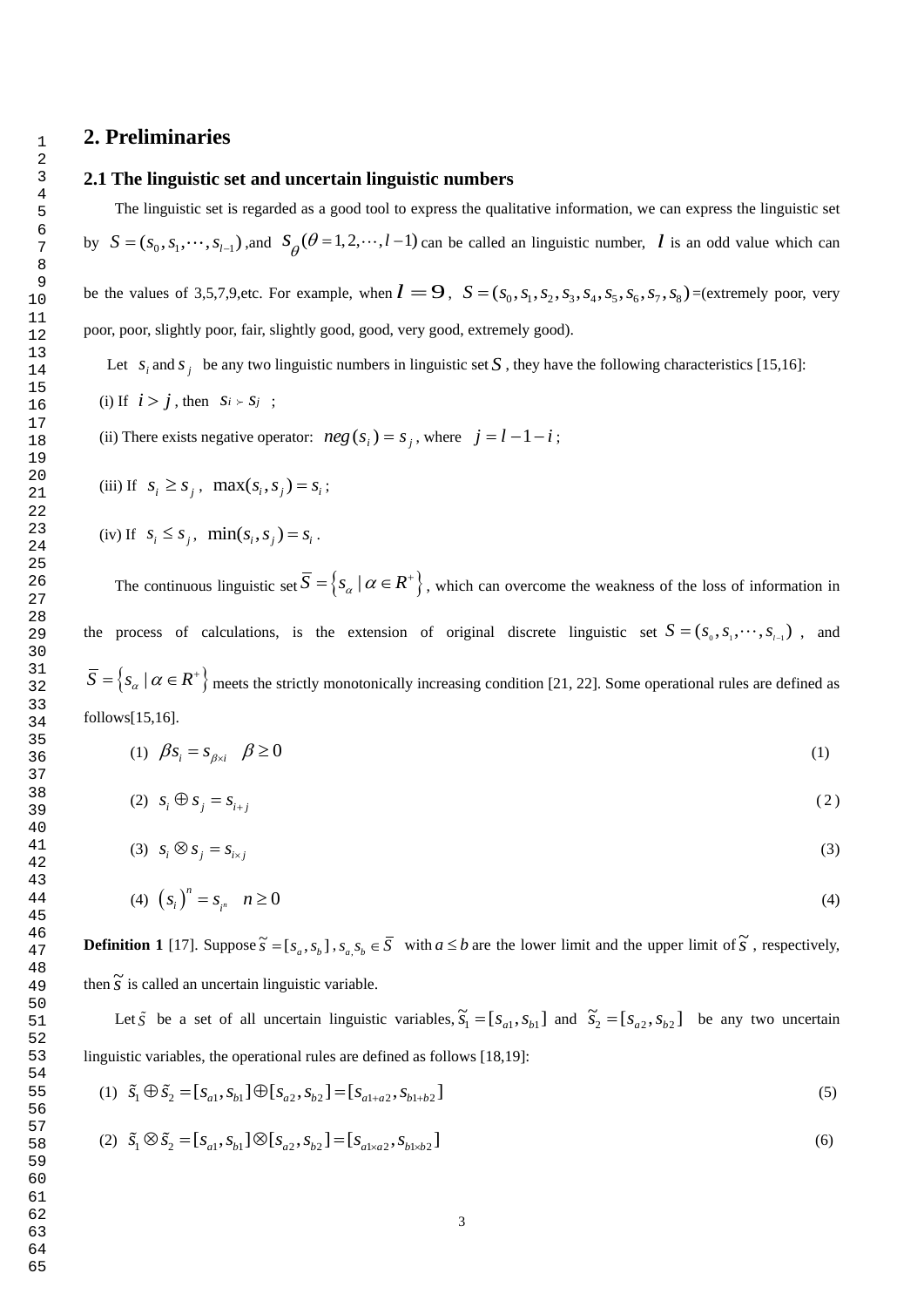## 2. Preliminaries

### 2.1 The linguistic set and uncertain linguistic numbers

The linguistic set is regarded as a good tool to express the qualitative information, we can express the linguistic set by $S = (s_0, s_1, \cdots, s_{l-1})$ ,and $s_\theta (\theta = 1, 2, \cdots, l-1)$ can be called an linguistic number, $l$ is an odd value which can be the values of 3,5,7,9,etc. For example, when $l = 9$, $S = (s_0, s_1, s_2, s_3, s_4, s_5, s_6, s_7, s_8)$ =(extremely poor, very poor, poor, slightly poor, fair, slightly good, good, very good, extremely good).

Let $s_i$ and $s_j$ be any two linguistic numbers in linguistic set $S$, they have the following characteristics [15,16]:

(i) If $i > j$, then $s_i \succ s_j$ ;

(ii) There exists negative operator: $neg(s_i) = s_j$, where $j = l - 1 - i$;

(iii) If $s_i \geq s_j$, $\max(s_i, s_j) = s_i$;

(iv) If $s_i \leq s_j$, $\min(s_i, s_j) = s_i$.

The continuous linguistic set $\overline{S} = \{s_\alpha \mid \alpha \in R^+\}$, which can overcome the weakness of the loss of information in the process of calculations, is the extension of original discrete linguistic set $S = (s_0, s_1, \cdots, s_{l-1})$, and $\overline{S} = \{s_\alpha \mid \alpha \in R^+\}$ meets the strictly monotonically increasing condition [21, 22]. Some operational rules are defined as follows[15,16].

$$(1)\quad \beta s_i = s_{\beta \times i} \quad \beta \geq 0 \tag{1}$$

$$(2)\quad s_i \oplus s_j = s_{i+j} \tag{2}$$

$$(3)\quad s_i \otimes s_j = s_{i \times j} \tag{3}$$

$$(4)\quad (s_i)^n = s_{i^n} \quad n \geq 0 \tag{4}$$

**Definition 1** [17]. Suppose $\tilde{s} = [s_a, s_b]$, $s_a, s_b \in \overline{S}$ with $a \leq b$ are the lower limit and the upper limit of $\tilde{s}$, respectively, then $\tilde{s}$ is called an uncertain linguistic variable.

Let $\tilde{S}$ be a set of all uncertain linguistic variables, $\tilde{s}_1 = [s_{a1}, s_{b1}]$ and $\tilde{s}_2 = [s_{a2}, s_{b2}]$ be any two uncertain linguistic variables, the operational rules are defined as follows [18,19]:

$$(1)\quad \tilde{s}_1 \oplus \tilde{s}_2 = [s_{a1}, s_{b1}] \oplus [s_{a2}, s_{b2}] = [s_{a1+a2}, s_{b1+b2}] \tag{5}$$

$$(2)\quad \tilde{s}_1 \otimes \tilde{s}_2 = [s_{a1}, s_{b1}] \otimes [s_{a2}, s_{b2}] = [s_{a1 \times a2}, s_{b1 \times b2}] \tag{6}$$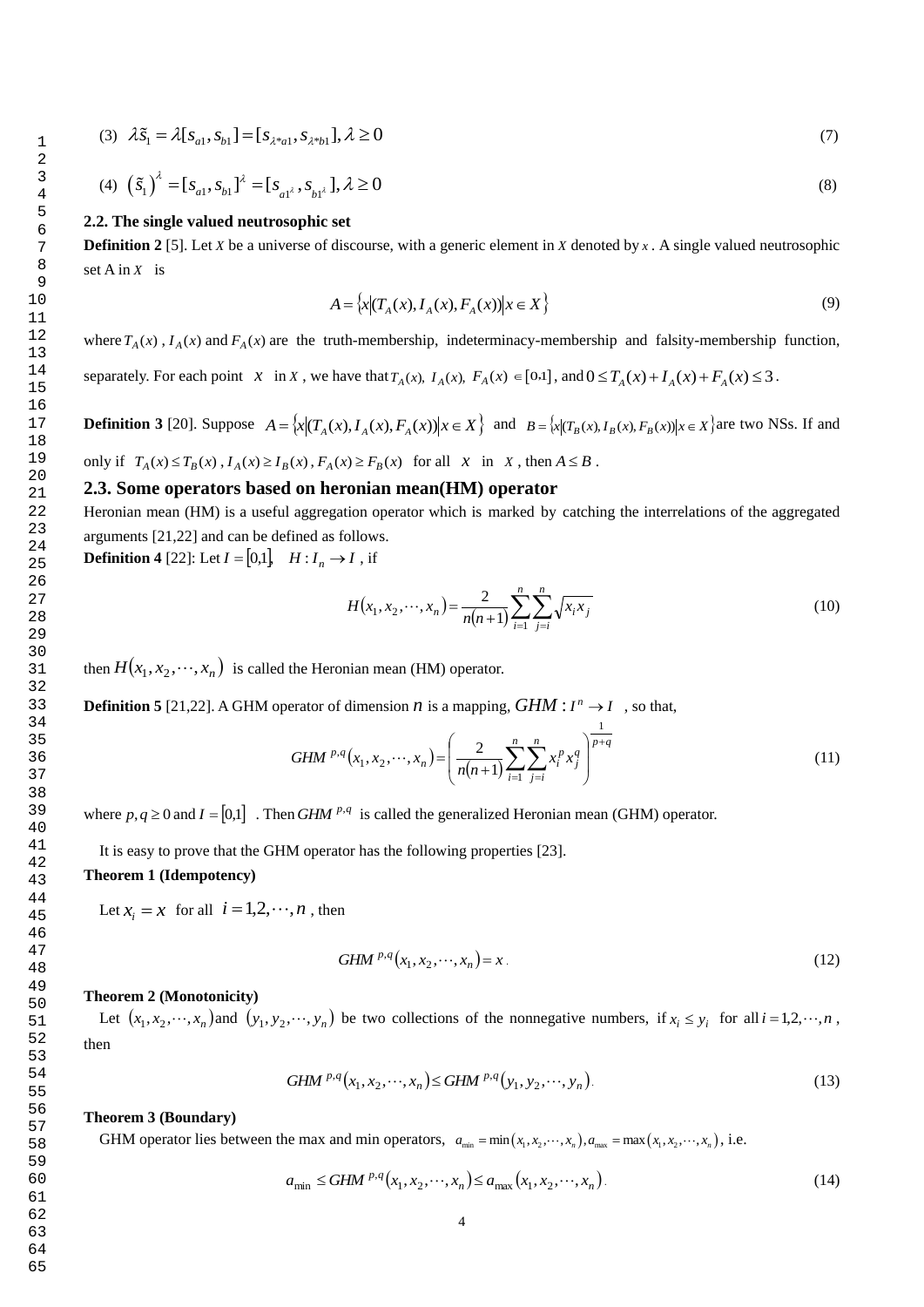(3) $\lambda \tilde{s}_1 = \lambda[s_{a1}, s_{b1}] = [s_{\lambda * a1}, s_{\lambda * b1}], \lambda \geq 0$ (7)

(4) $\left(\tilde{s}_1\right)^{\lambda} = [s_{a1}, s_{b1}]^{\lambda} = [s_{a1^{\lambda}}, s_{b1^{\lambda}}], \lambda \geq 0$ (8)

## 2.2. The single valued neutrosophic set

**Definition 2** [5]. Let $X$ be a universe of discourse, with a generic element in $X$ denoted by $x$. A single valued neutrosophic set A in $X$ is

$$A = \left\{ x \middle| (T_A(x), I_A(x), F_A(x)) \middle| x \in X \right\} \tag{9}$$

where $T_A(x)$, $I_A(x)$ and $F_A(x)$ are the truth-membership, indeterminacy-membership and falsity-membership function, separately. For each point $x$ in $X$, we have that $T_A(x),\ I_A(x),\ F_A(x) \in [0,1]$, and $0 \leq T_A(x) + I_A(x) + F_A(x) \leq 3$.

**Definition 3** [20]. Suppose $A = \left\{ x \middle| (T_A(x), I_A(x), F_A(x)) \middle| x \in X \right\}$ and $B = \left\{ x \middle| (T_B(x), I_B(x), F_B(x)) \middle| x \in X \right\}$ are two NSs. If and only if $T_A(x) \leq T_B(x)$, $I_A(x) \geq I_B(x)$, $F_A(x) \geq F_B(x)$ for all $x$ in $X$, then $A \leq B$.

## 2.3. Some operators based on heronian mean(HM) operator

Heronian mean (HM) is a useful aggregation operator which is marked by catching the interrelations of the aggregated arguments [21,22] and can be defined as follows.

**Definition 4** [22]: Let $I = [0,1]$, $H : I_n \to I$, if

$$H(x_1, x_2, \cdots, x_n) = \frac{2}{n(n+1)} \sum_{i=1}^{n} \sum_{j=i}^{n} \sqrt{x_i x_j} \tag{10}$$

then $H(x_1, x_2, \cdots, x_n)$ is called the Heronian mean (HM) operator.

**Definition 5** [21,22]. A GHM operator of dimension $n$ is a mapping, $GHM : I^n \to I$, so that,

$$GHM^{p,q}(x_1, x_2, \cdots, x_n) = \left( \frac{2}{n(n+1)} \sum_{i=1}^{n} \sum_{j=i}^{n} x_i^p x_j^q \right)^{\frac{1}{p+q}} \tag{11}$$

where $p, q \geq 0$ and $I = [0,1]$. Then $GHM^{p,q}$ is called the generalized Heronian mean (GHM) operator.

It is easy to prove that the GHM operator has the following properties [23].

**Theorem 1 (Idempotency)**

Let $x_i = x$ for all $i = 1, 2, \cdots, n$, then

$$GHM^{p,q}(x_1, x_2, \cdots, x_n) = x. \tag{12}$$

**Theorem 2 (Monotonicity)**

Let $(x_1, x_2, \cdots, x_n)$ and $(y_1, y_2, \cdots, y_n)$ be two collections of the nonnegative numbers, if $x_i \leq y_i$ for all $i = 1, 2, \cdots, n$, then

$$GHM^{p,q}(x_1, x_2, \cdots, x_n) \leq GHM^{p,q}(y_1, y_2, \cdots, y_n). \tag{13}$$

**Theorem 3 (Boundary)**

GHM operator lies between the max and min operators, $a_{\min} = \min(x_1, x_2, \cdots, x_n), a_{\max} = \max(x_1, x_2, \cdots, x_n)$, i.e.

$$a_{\min} \leq GHM^{p,q}(x_1, x_2, \cdots, x_n) \leq a_{\max}(x_1, x_2, \cdots, x_n). \tag{14}$$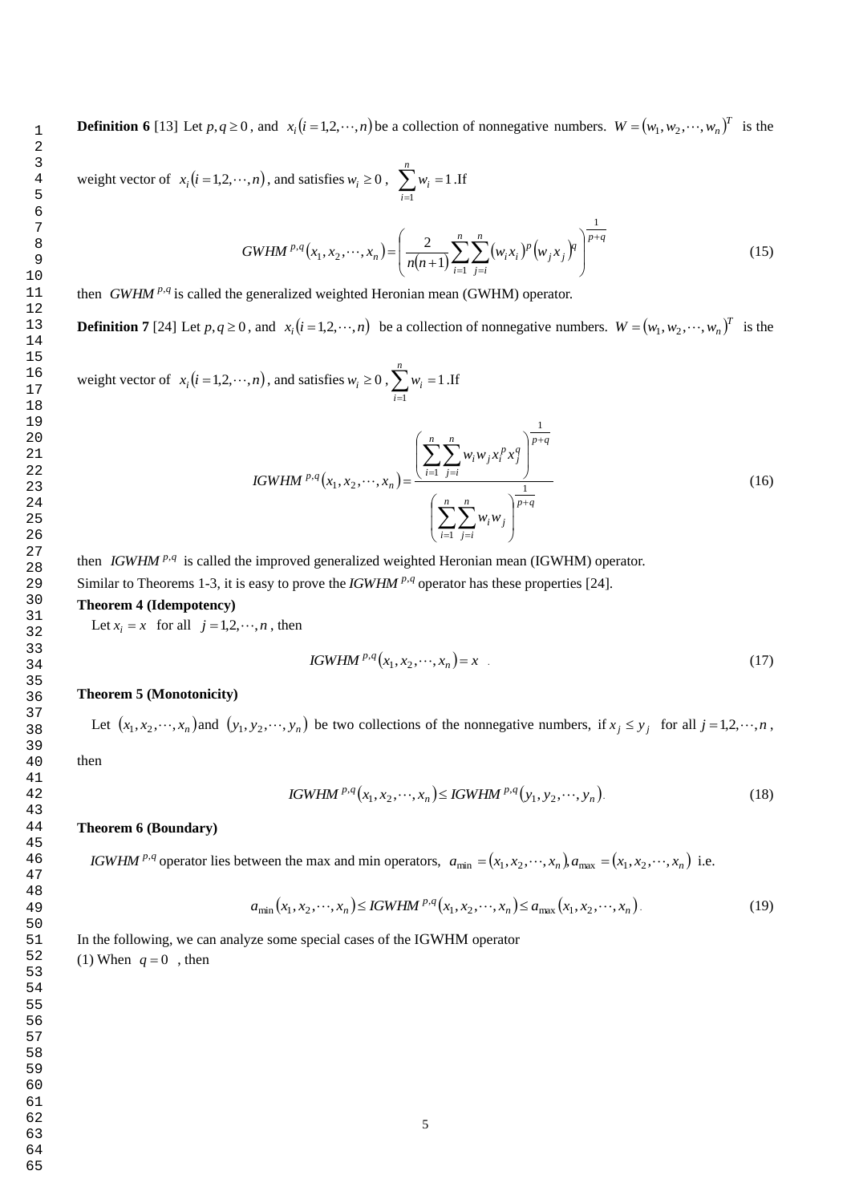**Definition 6** [13] Let $p,q \geq 0$, and $x_i(i=1,2,\cdots,n)$ be a collection of nonnegative numbers. $W=(w_1,w_2,\cdots,w_n)^T$ is the weight vector of $x_i(i=1,2,\cdots,n)$, and satisfies $w_i \geq 0$, $\sum_{i=1}^{n} w_i = 1$. If

$$GWHM^{p,q}(x_1,x_2,\cdots,x_n)=\left(\frac{2}{n(n+1)}\sum_{i=1}^{n}\sum_{j=i}^{n}(w_i x_i)^p (w_j x_j)^q\right)^{\frac{1}{p+q}} \tag{15}$$

then $GWHM^{p,q}$ is called the generalized weighted Heronian mean (GWHM) operator.

**Definition 7** [24] Let $p,q \geq 0$, and $x_i(i=1,2,\cdots,n)$ be a collection of nonnegative numbers. $W=(w_1,w_2,\cdots,w_n)^T$ is the weight vector of $x_i(i=1,2,\cdots,n)$, and satisfies $w_i \geq 0$, $\sum_{i=1}^{n} w_i = 1$. If

$$IGWHM^{p,q}(x_1,x_2,\cdots,x_n)=\frac{\left(\sum_{i=1}^{n}\sum_{j=i}^{n} w_i w_j x_i^p x_j^q\right)^{\frac{1}{p+q}}}{\left(\sum_{i=1}^{n}\sum_{j=i}^{n} w_i w_j\right)^{\frac{1}{p+q}}} \tag{16}$$

then $IGWHM^{p,q}$ is called the improved generalized weighted Heronian mean (IGWHM) operator.

Similar to Theorems 1-3, it is easy to prove the $IGWHM^{p,q}$ operator has these properties [24].

**Theorem 4 (Idempotency)**

Let $x_i = x$ for all $j=1,2,\cdots,n$, then

$$IGWHM^{p,q}(x_1,x_2,\cdots,x_n)=x \tag{17}$$

**Theorem 5 (Monotonicity)**

Let $(x_1,x_2,\cdots,x_n)$ and $(y_1,y_2,\cdots,y_n)$ be two collections of the nonnegative numbers, if $x_j \leq y_j$ for all $j=1,2,\cdots,n$, then

$$IGWHM^{p,q}(x_1,x_2,\cdots,x_n) \leq IGWHM^{p,q}(y_1,y_2,\cdots,y_n) \tag{18}$$

**Theorem 6 (Boundary)**

$IGWHM^{p,q}$ operator lies between the max and min operators, $a_{\min}=(x_1,x_2,\cdots,x_n), a_{\max}=(x_1,x_2,\cdots,x_n)$ i.e.

$$a_{\min}(x_1,x_2,\cdots,x_n) \leq IGWHM^{p,q}(x_1,x_2,\cdots,x_n) \leq a_{\max}(x_1,x_2,\cdots,x_n) \tag{19}$$

In the following, we can analyze some special cases of the IGWHM operator

(1) When $q=0$, then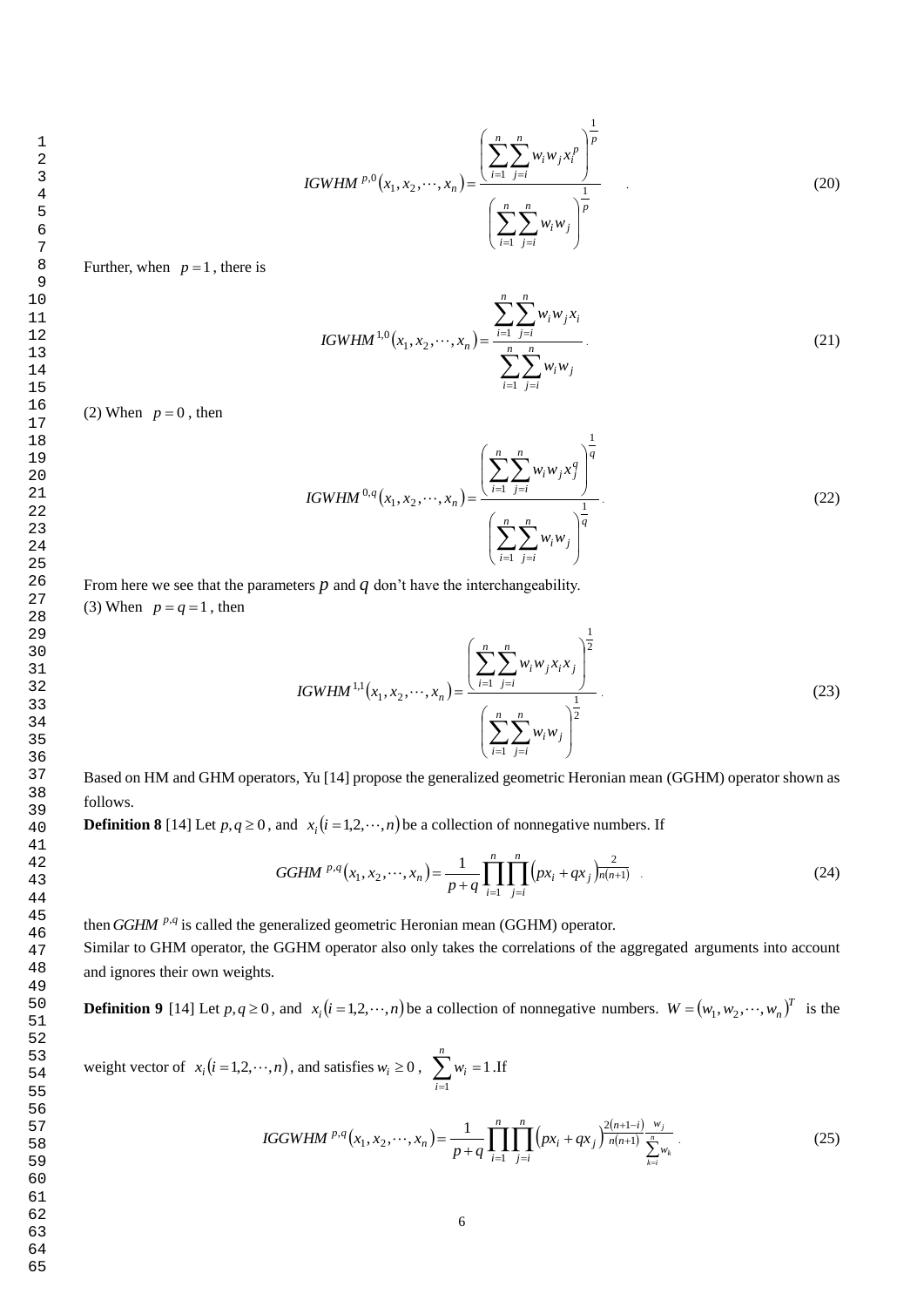$$IGWHM^{p,0}(x_1, x_2, \cdots, x_n) = \frac{\left(\sum_{i=1}^{n}\sum_{j=i}^{n} w_i w_j x_i^p\right)^{\frac{1}{p}}}{\left(\sum_{i=1}^{n}\sum_{j=i}^{n} w_i w_j\right)^{\frac{1}{p}}} \tag{20}$$

Further, when $p = 1$, there is

$$IGWHM^{1,0}(x_1, x_2, \cdots, x_n) = \frac{\sum_{i=1}^{n}\sum_{j=i}^{n} w_i w_j x_i}{\sum_{i=1}^{n}\sum_{j=i}^{n} w_i w_j} \tag{21}$$

(2) When $p = 0$, then

$$IGWHM^{0,q}(x_1, x_2, \cdots, x_n) = \frac{\left(\sum_{i=1}^{n}\sum_{j=i}^{n} w_i w_j x_j^q\right)^{\frac{1}{q}}}{\left(\sum_{i=1}^{n}\sum_{j=i}^{n} w_i w_j\right)^{\frac{1}{q}}} \tag{22}$$

From here we see that the parameters $p$ and $q$ don't have the interchangeability.

(3) When $p = q = 1$, then

$$IGWHM^{1,1}(x_1, x_2, \cdots, x_n) = \frac{\left(\sum_{i=1}^{n}\sum_{j=i}^{n} w_i w_j x_i x_j\right)^{\frac{1}{2}}}{\left(\sum_{i=1}^{n}\sum_{j=i}^{n} w_i w_j\right)^{\frac{1}{2}}} \tag{23}$$

Based on HM and GHM operators, Yu [14] propose the generalized geometric Heronian mean (GGHM) operator shown as follows.

**Definition 8** [14] Let $p, q \geq 0$, and $x_i (i = 1, 2, \cdots, n)$ be a collection of nonnegative numbers. If

$$GGHM^{p,q}(x_1, x_2, \cdots, x_n) = \frac{1}{p+q}\prod_{i=1}^{n}\prod_{j=i}^{n}(px_i + qx_j)^{\frac{2}{n(n+1)}} \tag{24}$$

then $GGHM^{p,q}$ is called the generalized geometric Heronian mean (GGHM) operator.

Similar to GHM operator, the GGHM operator also only takes the correlations of the aggregated arguments into account and ignores their own weights.

**Definition 9** [14] Let $p, q \geq 0$, and $x_i (i = 1, 2, \cdots, n)$ be a collection of nonnegative numbers. $W = (w_1, w_2, \cdots, w_n)^T$ is the weight vector of $x_i (i = 1, 2, \cdots, n)$, and satisfies $w_i \geq 0$, $\sum_{i=1}^{n} w_i = 1$. If

$$IGGWHM^{p,q}(x_1, x_2, \cdots, x_n) = \frac{1}{p+q}\prod_{i=1}^{n}\prod_{j=i}^{n}(px_i + qx_j)^{\frac{2(n+1-i)}{n(n+1)}\frac{w_j}{\sum_{k=i}^{n} w_k}} \tag{25}$$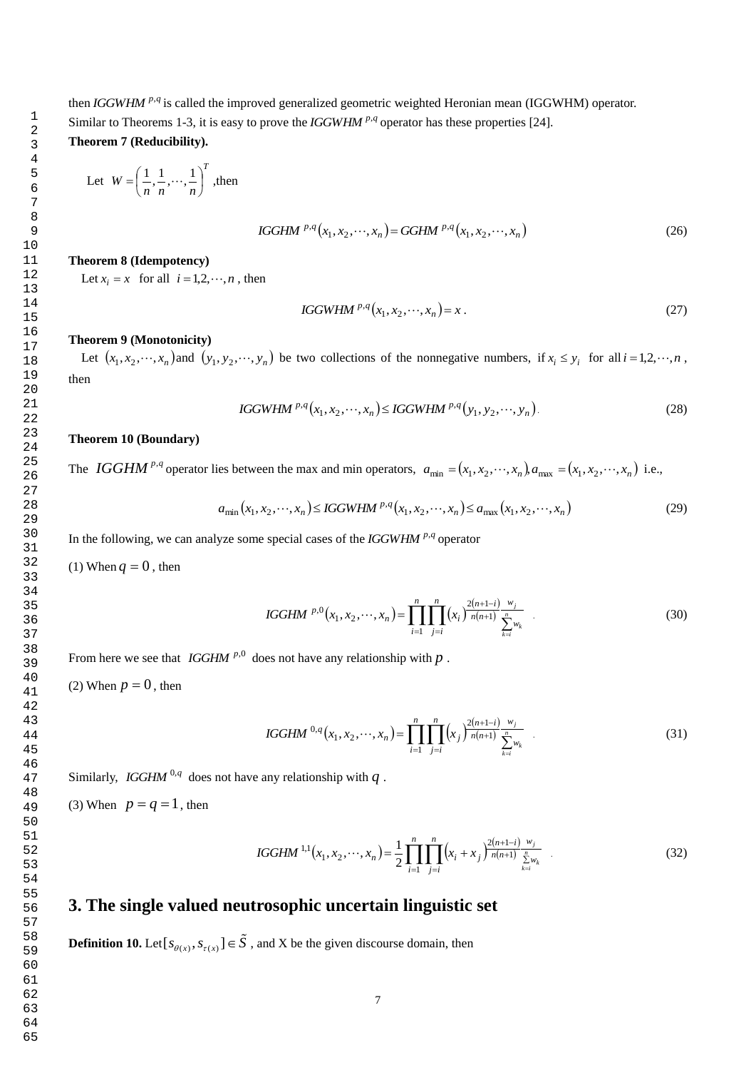then $IGGWHM^{p,q}$ is called the improved generalized geometric weighted Heronian mean (IGGWHM) operator. Similar to Theorems 1-3, it is easy to prove the $IGGWHM^{p,q}$ operator has these properties [24].

**Theorem 7 (Reducibility).**

Let $W = \left(\frac{1}{n}, \frac{1}{n}, \cdots, \frac{1}{n}\right)^T$ ,then

$$IGGHM^{p,q}(x_1, x_2, \cdots, x_n) = GGHM^{p,q}(x_1, x_2, \cdots, x_n) \tag{26}$$

**Theorem 8 (Idempotency)**

Let $x_i = x$ for all $i = 1,2,\cdots,n$ , then

$$IGGWHM^{p,q}(x_1, x_2, \cdots, x_n) = x \,. \tag{27}$$

**Theorem 9 (Monotonicity)**

Let $(x_1, x_2, \cdots, x_n)$ and $(y_1, y_2, \cdots, y_n)$ be two collections of the nonnegative numbers, if $x_i \le y_i$ for all $i = 1,2,\cdots,n$ , then

$$IGGWHM^{p,q}(x_1, x_2, \cdots, x_n) \le IGGWHM^{p,q}(y_1, y_2, \cdots, y_n) . \tag{28}$$

**Theorem 10 (Boundary)**

The $IGGHM^{p,q}$ operator lies between the max and min operators, $a_{\min} = (x_1, x_2, \cdots, x_n), a_{\max} = (x_1, x_2, \cdots, x_n)$ i.e.,

$$a_{\min}(x_1, x_2, \cdots, x_n) \le IGGWHM^{p,q}(x_1, x_2, \cdots, x_n) \le a_{\max}(x_1, x_2, \cdots, x_n) \tag{29}$$

In the following, we can analyze some special cases of the $IGGWHM^{p,q}$ operator

(1) When $q = 0$ , then

$$IGGHM^{p,0}(x_1, x_2, \cdots, x_n) = \prod_{i=1}^{n}\prod_{j=i}^{n}(x_i)^{\frac{2(n+1-i)}{n(n+1)}\frac{w_j}{\sum_{k=i}^{n} w_k}} \,. \tag{30}$$

From here we see that $IGGHM^{p,0}$ does not have any relationship with $p$ .

(2) When $p = 0$ , then

$$IGGHM^{0,q}(x_1, x_2, \cdots, x_n) = \prod_{i=1}^{n}\prod_{j=i}^{n}(x_j)^{\frac{2(n+1-i)}{n(n+1)}\frac{w_j}{\sum_{k=i}^{n} w_k}} \,. \tag{31}$$

Similarly, $IGGHM^{0,q}$ does not have any relationship with $q$ .

(3) When $p = q = 1$ , then

$$IGGHM^{1,1}(x_1, x_2, \cdots, x_n) = \frac{1}{2}\prod_{i=1}^{n}\prod_{j=i}^{n}(x_i + x_j)^{\frac{2(n+1-i)}{n(n+1)}\frac{w_j}{\sum_{k=i}^{n} w_k}} \,. \tag{32}$$

## 3. The single valued neutrosophic uncertain linguistic set

**Definition 10.** Let $[s_{\theta(x)}, s_{\tau(x)}] \in \tilde{S}$ , and X be the given discourse domain, then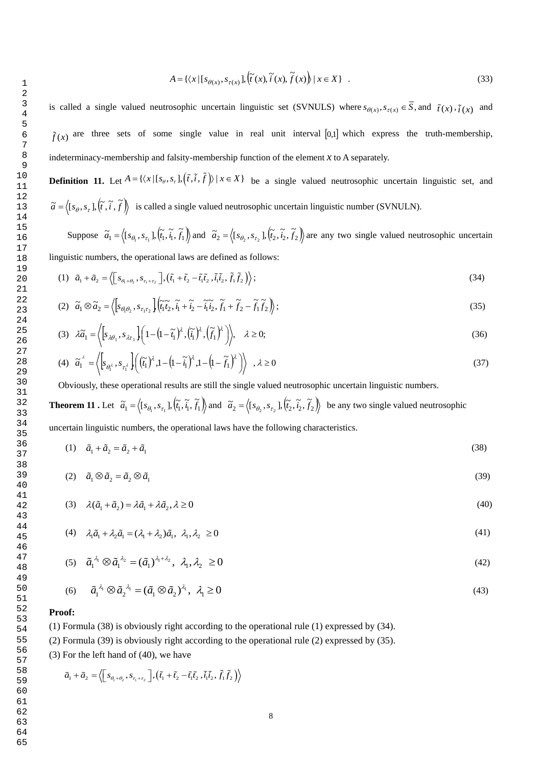$$A=\{\langle x\,|\,[s_{\theta(x)},s_{\tau(x)}],\left(\tilde{t}(x),\tilde{i}(x),\tilde{f}(x)\right)\rangle\,|\,x\in X\}\quad . \tag{33}$$

is called a single valued neutrosophic uncertain linguistic set (SVNULS) where $s_{\theta(x)},s_{\tau(x)}\in\overline{S}$, and $\tilde{t}(x)$, $\tilde{i}(x)$ and $\tilde{f}(x)$ are three sets of some single value in real unit interval $[0,1]$ which express the truth-membership, indeterminacy-membership and falsity-membership function of the element $x$ to A separately.

**Definition 11.** Let $A=\{\langle x\,|\,[s_{\theta},s_{\tau}],\left(\tilde{t},\tilde{i},\tilde{f}\right)\rangle\,|\,x\in X\}$ be a single valued neutrosophic uncertain linguistic set, and $\tilde{a}=\left\langle[s_{\theta},s_{\tau}],\left(\tilde{t},\tilde{i},\tilde{f}\right)\right\rangle$ is called a single valued neutrosophic uncertain linguistic number (SVNULN).

Suppose $\tilde{a}_1=\left\langle[s_{\theta_1},s_{\tau_1}],\left(\tilde{t}_1,\tilde{i}_1,\tilde{f}_1\right)\right\rangle$ and $\tilde{a}_2=\left\langle[s_{\theta_2},s_{\tau_2}],\left(\tilde{t}_2,\tilde{i}_2,\tilde{f}_2\right)\right\rangle$ are any two single valued neutrosophic uncertain linguistic numbers, the operational laws are defined as follows:

(1) $$\tilde{a}_1+\tilde{a}_2=\left\langle\left[s_{\theta_1+\theta_2},s_{\tau_1+\tau_2}\right],\left(\tilde{t}_1+\tilde{t}_2-\tilde{t}_1\tilde{t}_2,\tilde{i}_1\tilde{i}_2,\tilde{f}_1\tilde{f}_2\right)\right\rangle; \tag{34}$$

(2) $$\tilde{a}_1\otimes\tilde{a}_2=\left\langle\left[s_{\theta_1\theta_2},s_{\tau_1\tau_2}\right],\left(\tilde{t}_1\tilde{t}_2,\tilde{i}_1+\tilde{i}_2-\tilde{i}_1\tilde{i}_2,\tilde{f}_1+\tilde{f}_2-\tilde{f}_1\tilde{f}_2\right)\right\rangle; \tag{35}$$

(3) $$\lambda\tilde{a}_1=\left\langle\left[s_{\lambda\theta_1},s_{\lambda\tau_1}\right],\left(1-\left(1-\tilde{t}_1\right)^{\lambda},\left(\tilde{i}_1\right)^{\lambda},\left(\tilde{f}_1\right)^{\lambda}\right)\right\rangle,\quad\lambda\geq 0; \tag{36}$$

(4) $$\tilde{a}_1^{\,\lambda}=\left\langle\left[s_{\theta_1^{\lambda}},s_{\tau_1^{\lambda}}\right],\left(\left(\tilde{t}_1\right)^{\lambda},1-\left(1-\tilde{i}_1\right)^{\lambda},1-\left(1-\tilde{f}_1\right)^{\lambda}\right)\right\rangle\quad,\lambda\geq 0 \tag{37}$$

Obviously, these operational results are still the single valued neutrosophic uncertain linguistic numbers.

**Theorem 11 .** Let $\tilde{a}_1=\left\langle[s_{\theta_1},s_{\tau_1}],\left(\tilde{t}_1,\tilde{i}_1,\tilde{f}_1\right)\right\rangle$ and $\tilde{a}_2=\left\langle[s_{\theta_2},s_{\tau_2}],\left(\tilde{t}_2,\tilde{i}_2,\tilde{f}_2\right)\right\rangle$ be any two single valued neutrosophic uncertain linguistic numbers, the operational laws have the following characteristics.

(1) $$\tilde{a}_1+\tilde{a}_2=\tilde{a}_2+\tilde{a}_1 \tag{38}$$

(2) $$\tilde{a}_1\otimes\tilde{a}_2=\tilde{a}_2\otimes\tilde{a}_1 \tag{39}$$

(3) $$\lambda(\tilde{a}_1+\tilde{a}_2)=\lambda\tilde{a}_1+\lambda\tilde{a}_2,\lambda\geq 0 \tag{40}$$

(4) $$\lambda_1\tilde{a}_1+\lambda_2\tilde{a}_1=(\lambda_1+\lambda_2)\tilde{a}_1,\ \lambda_1,\lambda_2\ \geq 0 \tag{41}$$

(5) $$\tilde{a}_1^{\lambda_1}\otimes\tilde{a}_1^{\lambda_2}=(\tilde{a}_1)^{\lambda_1+\lambda_2},\ \lambda_1,\lambda_2\ \geq 0 \tag{42}$$

(6) $$\tilde{a}_1^{\lambda_1}\otimes\tilde{a}_2^{\lambda_1}=(\tilde{a}_1\otimes\tilde{a}_2)^{\lambda_1},\ \lambda_1\geq 0 \tag{43}$$

**Proof:**

(1) Formula (38) is obviously right according to the operational rule (1) expressed by (34).

(2) Formula (39) is obviously right according to the operational rule (2) expressed by (35).

(3) For the left hand of (40), we have

$$\tilde{a}_1+\tilde{a}_2=\left\langle\left[s_{\theta_1+\theta_2},s_{\tau_1+\tau_2}\right],\left(\tilde{t}_1+\tilde{t}_2-\tilde{t}_1\tilde{t}_2,\tilde{i}_1\tilde{i}_2,\tilde{f}_1\tilde{f}_2\right)\right\rangle$$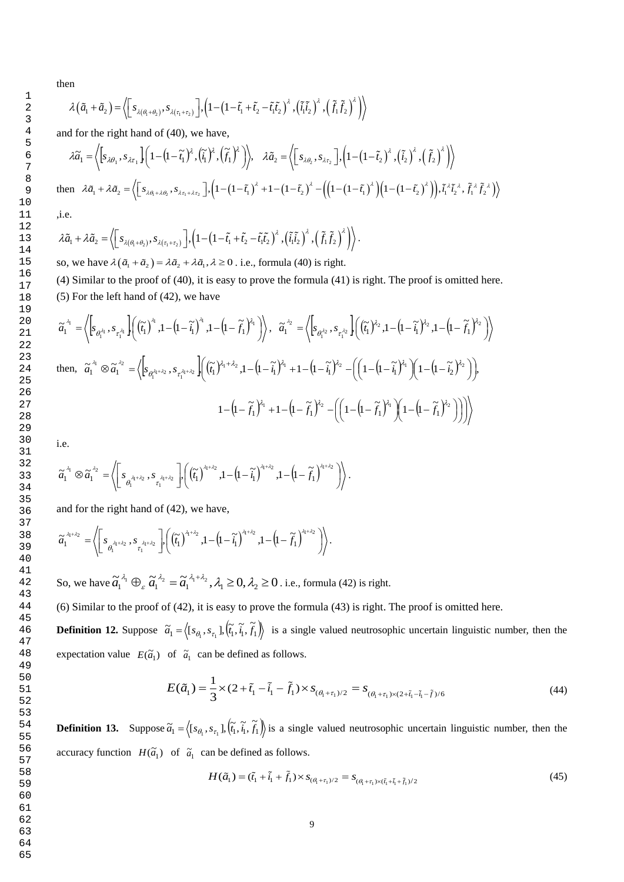then

$$\lambda\left(\tilde{a}_1+\tilde{a}_2\right)=\left\langle\left[s_{\lambda(\theta_1+\theta_2)},s_{\lambda(\tau_1+\tau_2)}\right],\left(1-\left(1-\tilde{t}_1+\tilde{t}_2-\tilde{t}_1\tilde{t}_2\right)^{\lambda},\left(\tilde{i}_1\tilde{i}_2\right)^{\lambda},\left(\tilde{f}_1\tilde{f}_2\right)^{\lambda}\right)\right\rangle$$

and for the right hand of (40), we have,

$$\lambda\tilde{a}_1=\left\langle\left[s_{\lambda\theta_1},s_{\lambda\tau_1}\right],\left(1-\left(1-\tilde{t}_1\right)^{\lambda},\left(\tilde{i}_1\right)^{\lambda},\left(\tilde{f}_1\right)^{\lambda}\right)\right\rangle,\quad \lambda\tilde{a}_2=\left\langle\left[s_{\lambda\theta_2},s_{\lambda\tau_2}\right],\left(1-\left(1-\tilde{t}_2\right)^{\lambda},\left(\tilde{i}_2\right)^{\lambda},\left(\tilde{f}_2\right)^{\lambda}\right)\right\rangle$$

then $\lambda\tilde{a}_1+\lambda\tilde{a}_2=\left\langle\left[s_{\lambda\theta_1+\lambda\theta_2},s_{\lambda\tau_1+\lambda\tau_2}\right],\left(1-\left(1-\tilde{t}_1\right)^{\lambda}+1-\left(1-\tilde{t}_2\right)^{\lambda}-\left(\left(1-\left(1-\tilde{t}_1\right)^{\lambda}\right)\left(1-\left(1-\tilde{t}_2\right)^{\lambda}\right)\right),\tilde{i}_1^{\lambda}\tilde{i}_2^{\lambda},\tilde{f}_1^{\lambda}\tilde{f}_2^{\lambda}\right)\right\rangle$

,i.e.

$$\lambda\tilde{a}_1+\lambda\tilde{a}_2=\left\langle\left[s_{\lambda(\theta_1+\theta_2)},s_{\lambda(\tau_1+\tau_2)}\right],\left(1-\left(1-\tilde{t}_1+\tilde{t}_2-\tilde{t}_1\tilde{t}_2\right)^{\lambda},\left(\tilde{i}_1\tilde{i}_2\right)^{\lambda},\left(\tilde{f}_1\tilde{f}_2\right)^{\lambda}\right)\right\rangle.$$

so, we have $\lambda\left(\tilde{a}_1+\tilde{a}_2\right)=\lambda\tilde{a}_2+\lambda\tilde{a}_1,\lambda\geq 0$ . i.e., formula (40) is right.

(4) Similar to the proof of (40), it is easy to prove the formula (41) is right. The proof is omitted here.

(5) For the left hand of (42), we have

$$\tilde{a}_1^{\lambda_1}=\left\langle\left[s_{\theta_1^{\lambda_1}},s_{\tau_1^{\lambda_1}}\right],\left(\left(\tilde{t}_1\right)^{\lambda_1},1-\left(1-\tilde{i}_1\right)^{\lambda_1},1-\left(1-\tilde{f}_1\right)^{\lambda_1}\right)\right\rangle,\quad \tilde{a}_1^{\lambda_2}=\left\langle\left[s_{\theta_1^{\lambda_2}},s_{\tau_1^{\lambda_2}}\right],\left(\left(\tilde{t}_1\right)^{\lambda_2},1-\left(1-\tilde{i}_1\right)^{\lambda_2},1-\left(1-\tilde{f}_1\right)^{\lambda_2}\right)\right\rangle$$

then, $\tilde{a}_1^{\lambda_1}\otimes\tilde{a}_1^{\lambda_2}=\Big\langle\left[s_{\theta_1^{\lambda_1+\lambda_2}},s_{\tau_1^{\lambda_1+\lambda_2}}\right],\Big(\left(\tilde{t}_1\right)^{\lambda_1+\lambda_2},1-\left(1-\tilde{i}_1\right)^{\lambda_1}+1-\left(1-\tilde{i}_1\right)^{\lambda_2}-\left(\left(1-\left(1-\tilde{i}_1\right)^{\lambda_1}\right)\left(1-\left(1-\tilde{i}_2\right)^{\lambda_2}\right)\right),$

$1-\left(1-\tilde{f}_1\right)^{\lambda_1}+1-\left(1-\tilde{f}_1\right)^{\lambda_2}-\left(\left(1-\left(1-\tilde{f}_1\right)^{\lambda_1}\right)\left(1-\left(1-\tilde{f}_1\right)^{\lambda_2}\right)\right)\Big)\Big\rangle$

i.e.

$$\tilde{a}_1^{\lambda_1}\otimes\tilde{a}_1^{\lambda_2}=\left\langle\left[s_{\theta_1^{\lambda_1+\lambda_2}},s_{\tau_1^{\lambda_1+\lambda_2}}\right],\left(\left(\tilde{t}_1\right)^{\lambda_1+\lambda_2},1-\left(1-\tilde{i}_1\right)^{\lambda_1+\lambda_2},1-\left(1-\tilde{f}_1\right)^{\lambda_1+\lambda_2}\right)\right\rangle.$$

and for the right hand of (42), we have,

$$\tilde{a}_1^{\lambda_1+\lambda_2}=\left\langle\left[s_{\theta_1^{\lambda_1+\lambda_2}},s_{\tau_1^{\lambda_1+\lambda_2}}\right],\left(\left(\tilde{t}_1\right)^{\lambda_1+\lambda_2},1-\left(1-\tilde{i}_1\right)^{\lambda_1+\lambda_2},1-\left(1-\tilde{f}_1\right)^{\lambda_1+\lambda_2}\right)\right\rangle.$$

So, we have $\tilde{a}_1^{\lambda_1}\oplus_{\varepsilon}\tilde{a}_1^{\lambda_2}=\tilde{a}_1^{\lambda_1+\lambda_2},\lambda_1\geq 0,\lambda_2\geq 0$ . i.e., formula (42) is right.

(6) Similar to the proof of (42), it is easy to prove the formula (43) is right. The proof is omitted here.

**Definition 12.** Suppose $\tilde{a}_1=\left\langle[s_{\theta_1},s_{\tau_1}],\left(\tilde{t}_1,\tilde{i}_1,\tilde{f}_1\right)\right\rangle$ is a single valued neutrosophic uncertain linguistic number, then the expectation value $E(\tilde{a}_1)$ of $\tilde{a}_1$ can be defined as follows.

$$E(\tilde{a}_1)=\frac{1}{3}\times(2+\tilde{t}_1-\tilde{i}_1-\tilde{f}_1)\times s_{(\theta_1+\tau_1)/2}=s_{(\theta_1+\tau_1)\times(2+\tilde{t}_1-\tilde{i}_1-\tilde{f})/6} \tag{44}$$

**Definition 13.** Suppose $\tilde{a}_1=\left\langle[s_{\theta_1},s_{\tau_1}],\left(\tilde{t}_1,\tilde{i}_1,\tilde{f}_1\right)\right\rangle$ is a single valued neutrosophic uncertain linguistic number, then the accuracy function $H(\tilde{a}_1)$ of $\tilde{a}_1$ can be defined as follows.

$$H(\tilde{a}_1)=(\tilde{t}_1+\tilde{i}_1+\tilde{f}_1)\times s_{(\theta_1+\tau_1)/2}=s_{(\theta_1+\tau_1)\times(\tilde{t}_1+\tilde{i}_1+\tilde{f}_1)/2} \tag{45}$$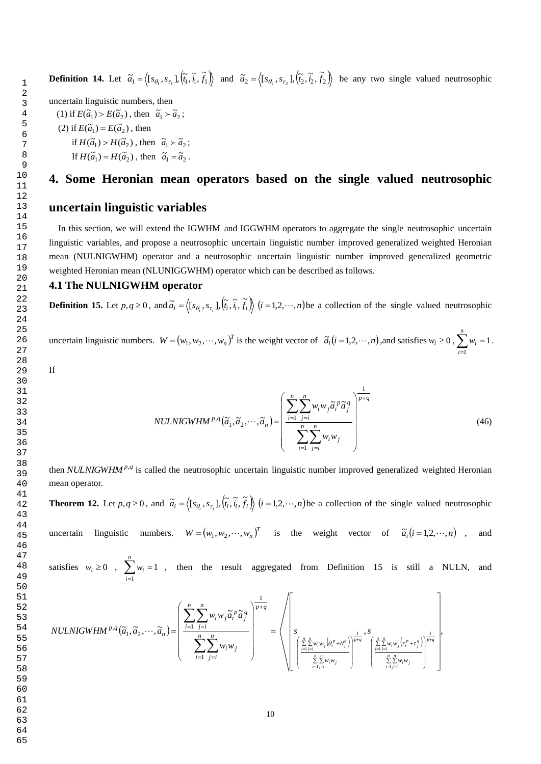**Definition 14.** Let $\tilde{a}_1 = \left\langle [s_{\theta_1}, s_{\tau_1}], \left(\tilde{t}_1, \tilde{i}_1, \tilde{f}_1\right)\right\rangle$ and $\tilde{a}_2 = \left\langle [s_{\theta_2}, s_{\tau_2}], \left(\tilde{t}_2, \tilde{i}_2, \tilde{f}_2\right)\right\rangle$ be any two single valued neutrosophic uncertain linguistic numbers, then

(1) if $E(\tilde{a}_1) > E(\tilde{a}_2)$, then $\tilde{a}_1 \succ \tilde{a}_2$;

(2) if $E(\tilde{a}_1) = E(\tilde{a}_2)$, then

if $H(\tilde{a}_1) > H(\tilde{a}_2)$, then $\tilde{a}_1 \succ \tilde{a}_2$;

If $H(\tilde{a}_1) = H(\tilde{a}_2)$, then $\tilde{a}_1 = \tilde{a}_2$.

# 4. Some Heronian mean operators based on the single valued neutrosophic uncertain linguistic variables

In this section, we will extend the IGWHM and IGGWHM operators to aggregate the single neutrosophic uncertain linguistic variables, and propose a neutrosophic uncertain linguistic number improved generalized weighted Heronian mean (NULNIGWHM) operator and a neutrosophic uncertain linguistic number improved generalized geometric weighted Heronian mean (NLUNIGGWHM) operator which can be described as follows.

## 4.1 The NULNIGWHM operator

**Definition 15.** Let $p,q \geq 0$, and $\tilde{a}_i = \left\langle [s_{\theta_i}, s_{\tau_i}], \left(\tilde{t}_i, \tilde{i}_i, \tilde{f}_i\right)\right\rangle$ $(i = 1,2,\cdots,n)$ be a collection of the single valued neutrosophic uncertain linguistic numbers. $W = (w_1, w_2, \cdots, w_n)^T$ is the weight vector of $\tilde{a}_i (i = 1,2,\cdots,n)$, and satisfies $w_i \geq 0$, $\sum_{i=1}^{n} w_i = 1$.

If

$$NULNIGWHM^{p,q}(\tilde{a}_1, \tilde{a}_2, \cdots, \tilde{a}_n) = \left( \frac{\sum_{i=1}^{n}\sum_{j=i}^{n} w_i w_j \tilde{a}_i^{\,p} \tilde{a}_j^{\,q}}{\sum_{i=1}^{n}\sum_{j=i}^{n} w_i w_j} \right)^{\frac{1}{p+q}} \tag{46}$$

then $NULNIGWHM^{p,q}$ is called the neutrosophic uncertain linguistic number improved generalized weighted Heronian mean operator.

**Theorem 12.** Let $p,q \geq 0$, and $\tilde{a}_i = \left\langle [s_{\theta_i}, s_{\tau_i}], \left(\tilde{t}_i, \tilde{i}_i, \tilde{f}_i\right)\right\rangle$ $(i = 1,2,\cdots,n)$ be a collection of the single valued neutrosophic uncertain linguistic numbers. $W = (w_1, w_2, \cdots, w_n)^T$ is the weight vector of $\tilde{a}_i (i = 1,2,\cdots,n)$, and satisfies $w_i \geq 0$, $\sum_{i=1}^{n} w_i = 1$, then the result aggregated from Definition 15 is still a NULN, and

$$NULNIGWHM^{p,q}(\tilde{a}_1, \tilde{a}_2, \cdots, \tilde{a}_n) = \left( \frac{\sum_{i=1}^{n}\sum_{j=i}^{n} w_i w_j \tilde{a}_i^{\,p} \tilde{a}_j^{\,q}}{\sum_{i=1}^{n}\sum_{j=i}^{n} w_i w_j} \right)^{\frac{1}{p+q}} = \left\langle \left[ s_{\left( \frac{\sum_{i=1}^{n}\sum_{j=i}^{n} w_i w_j \left(\theta_i^{p} + \theta_j^{q}\right)}{\sum_{i=1}^{n}\sum_{j=i}^{n} w_i w_j} \right)^{\frac{1}{p+q}}}, s_{\left( \frac{\sum_{i=1}^{n}\sum_{j=i}^{n} w_i w_j \left(\tau_i^{p} + \tau_j^{q}\right)}{\sum_{i=1}^{n}\sum_{j=i}^{n} w_i w_j} \right)^{\frac{1}{p+q}}} \right], \right.$$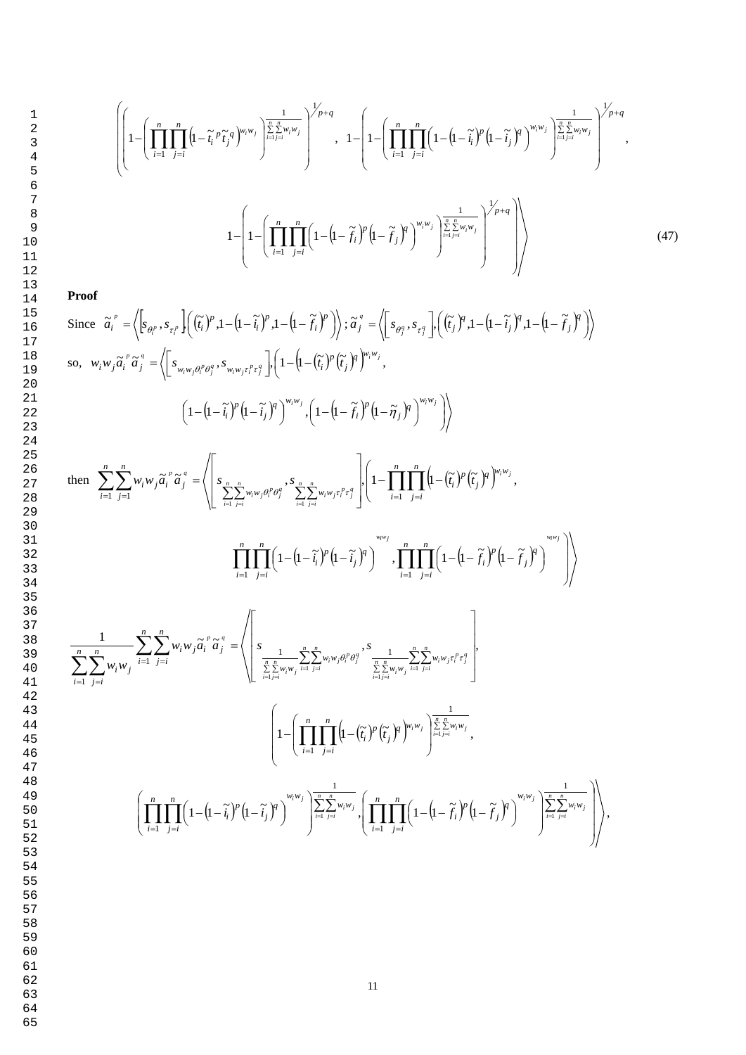$$\left\langle \left( 1-\left( \prod_{i=1}^{n}\prod_{j=i}^{n}\left(1-\tilde{t}_i^{\,p}\tilde{t}_j^{\,q}\right)^{w_iw_j} \right)^{\frac{1}{\sum_{i=1}^{n}\sum_{j=i}^{n}w_iw_j}} \right)^{1/p+q},\ 1-\left( 1-\left( \prod_{i=1}^{n}\prod_{j=i}^{n}\left(1-\left(1-\tilde{i}_i\right)^p\left(1-\tilde{i}_j\right)^q\right)^{w_iw_j} \right)^{\frac{1}{\sum_{i=1}^{n}\sum_{j=i}^{n}w_iw_j}} \right)^{1/p+q},\right.$$

$$\left. 1-\left( 1-\left( \prod_{i=1}^{n}\prod_{j=i}^{n}\left(1-\left(1-\tilde{f}_i\right)^p\left(1-\tilde{f}_j\right)^q\right)^{w_iw_j} \right)^{\frac{1}{\sum_{i=1}^{n}\sum_{j=i}^{n}w_iw_j}} \right)^{1/p+q} \right\rangle \tag{47}$$

**Proof**

Since $\tilde{a}_i^{\,p} = \left\langle \left[ s_{\theta_i^p}, s_{\tau_i^p} \right], \left( \left(\tilde{t}_i\right)^p, 1-\left(1-\tilde{i}_i\right)^p, 1-\left(1-\tilde{f}_i\right)^p \right) \right\rangle$ ; $\tilde{a}_j^{\,q} = \left\langle \left[ s_{\theta_j^q}, s_{\tau_j^q} \right], \left( \left(\tilde{t}_j\right)^q, 1-\left(1-\tilde{i}_j\right)^q, 1-\left(1-\tilde{f}_j\right)^q \right) \right\rangle$

so, $w_iw_j\tilde{a}_i^{\,p}\tilde{a}_j^{\,q} = \left\langle \left[ s_{w_iw_j\theta_i^p\theta_j^q}, s_{w_iw_j\tau_i^p\tau_j^q} \right], \left( 1-\left(1-\left(\tilde{t}_i\right)^p\left(\tilde{t}_j\right)^q\right)^{w_iw_j}, \right.\right.$

$$\left.\left. \left(1-\left(1-\tilde{i}_i\right)^p\left(1-\tilde{i}_j\right)^q\right)^{w_iw_j}, \left(1-\left(1-\tilde{f}_i\right)^p\left(1-\tilde{\eta}_j\right)^q\right)^{w_iw_j} \right) \right\rangle$$

then $\displaystyle\sum_{i=1}^{n}\sum_{j=1}^{n} w_iw_j\tilde{a}_i^{\,p}\tilde{a}_j^{\,q} = \left\langle \left[ s_{\sum_{i=1}^{n}\sum_{j=i}^{n}w_iw_j\theta_i^p\theta_j^q}, s_{\sum_{i=1}^{n}\sum_{j=i}^{n}w_iw_j\tau_i^p\tau_j^q} \right], \left( 1-\prod_{i=1}^{n}\prod_{j=i}^{n}\left(1-\left(\tilde{t}_i\right)^p\left(\tilde{t}_j\right)^q\right)^{w_iw_j}, \right.\right.$

$$\left.\left. \prod_{i=1}^{n}\prod_{j=i}^{n}\left(1-\left(1-\tilde{i}_i\right)^p\left(1-\tilde{i}_j\right)^q\right)^{w_iw_j}, \prod_{i=1}^{n}\prod_{j=i}^{n}\left(1-\left(1-\tilde{f}_i\right)^p\left(1-\tilde{f}_j\right)^q\right)^{w_iw_j} \right) \right\rangle$$

$$\frac{1}{\sum_{i=1}^{n}\sum_{j=i}^{n}w_iw_j}\sum_{i=1}^{n}\sum_{j=i}^{n} w_iw_j\tilde{a}_i^{\,p}\tilde{a}_j^{\,q} = \left\langle \left[ s_{\frac{1}{\sum_{i=1}^{n}\sum_{j=i}^{n}w_iw_j}\sum_{i=1}^{n}\sum_{j=i}^{n}w_iw_j\theta_i^p\theta_j^q}, s_{\frac{1}{\sum_{i=1}^{n}\sum_{j=i}^{n}w_iw_j}\sum_{i=1}^{n}\sum_{j=i}^{n}w_iw_j\tau_i^p\tau_j^q} \right], \right.$$

$$\left( 1-\left( \prod_{i=1}^{n}\prod_{j=i}^{n}\left(1-\left(\tilde{t}_i\right)^p\left(\tilde{t}_j\right)^q\right)^{w_iw_j} \right)^{\frac{1}{\sum_{i=1}^{n}\sum_{j=i}^{n}w_iw_j}}, \right.$$

$$\left.\left. \left( \prod_{i=1}^{n}\prod_{j=i}^{n}\left(1-\left(1-\tilde{i}_i\right)^p\left(1-\tilde{i}_j\right)^q\right)^{w_iw_j} \right)^{\frac{1}{\sum_{i=1}^{n}\sum_{j=i}^{n}w_iw_j}}, \left( \prod_{i=1}^{n}\prod_{j=i}^{n}\left(1-\left(1-\tilde{f}_i\right)^p\left(1-\tilde{f}_j\right)^q\right)^{w_iw_j} \right)^{\frac{1}{\sum_{i=1}^{n}\sum_{j=i}^{n}w_iw_j}} \right) \right\rangle,$$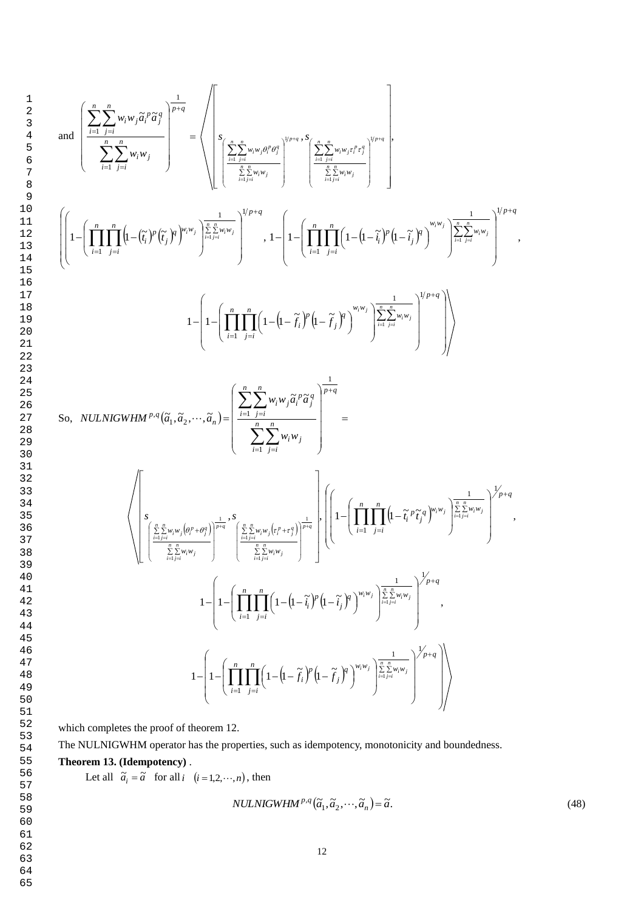and $$\left(\frac{\sum_{i=1}^{n}\sum_{j=i}^{n} w_i w_j \tilde{a}_i^{\,p} \tilde{a}_j^{\,q}}{\sum_{i=1}^{n}\sum_{j=i}^{n} w_i w_j}\right)^{\frac{1}{p+q}} = \left\langle \left[ s_{\left(\frac{\sum_{i=1}^{n}\sum_{j=i}^{n} w_i w_j \theta_i^p \theta_j^q}{\sum_{i=1}^{n}\sum_{j=i}^{n} w_i w_j}\right)^{1/p+q}}, s_{\left(\frac{\sum_{i=1}^{n}\sum_{j=i}^{n} w_i w_j \tau_i^p \tau_j^q}{\sum_{i=1}^{n}\sum_{j=i}^{n} w_i w_j}\right)^{1/p+q}} \right], \right.$$

$$\left( \left( 1 - \left( \prod_{i=1}^{n}\prod_{j=i}^{n} \left(1 - \left(\tilde{t}_i\right)^p \left(\tilde{t}_j\right)^q\right)^{w_i w_j} \right)^{\frac{1}{\sum_{i=1}^{n}\sum_{j=i}^{n} w_i w_j}} \right)^{1/p+q}, 1 - \left( 1 - \left( \prod_{i=1}^{n}\prod_{j=i}^{n} \left(1 - \left(1-\tilde{i}_i\right)^p \left(1-\tilde{i}_j\right)^q\right)^{w_i w_j} \right)^{\frac{1}{\sum_{i=1}^{n}\sum_{j=i}^{n} w_i w_j}} \right)^{1/p+q}, \right.$$

$$\left. \left. 1 - \left( 1 - \left( \prod_{i=1}^{n}\prod_{j=i}^{n} \left(1 - \left(1-\tilde{f}_i\right)^p \left(1-\tilde{f}_j\right)^q\right)^{w_i w_j} \right)^{\frac{1}{\sum_{i=1}^{n}\sum_{j=i}^{n} w_i w_j}} \right)^{1/p+q} \right) \right\rangle$$

So, $$NULNIGWHM^{p,q}\left(\tilde{a}_1, \tilde{a}_2, \cdots, \tilde{a}_n\right) = \left(\frac{\sum_{i=1}^{n}\sum_{j=i}^{n} w_i w_j \tilde{a}_i^{\,p} \tilde{a}_j^{\,q}}{\sum_{i=1}^{n}\sum_{j=i}^{n} w_i w_j}\right)^{\frac{1}{p+q}} =$$

$$\left\langle \left[ s_{\left(\frac{\sum_{i=1}^{n}\sum_{j=i}^{n} w_i w_j \left(\theta_i^p + \theta_j^q\right)}{\sum_{i=1}^{n}\sum_{j=i}^{n} w_i w_j}\right)^{\frac{1}{p+q}}}, s_{\left(\frac{\sum_{i=1}^{n}\sum_{j=i}^{n} w_i w_j \left(\tau_i^p + \tau_j^q\right)}{\sum_{i=1}^{n}\sum_{j=i}^{n} w_i w_j}\right)^{\frac{1}{p+q}}} \right], \left( \left( 1 - \left( \prod_{i=1}^{n}\prod_{j=i}^{n} \left(1 - \tilde{t}_i^{\,p} \tilde{t}_j^{\,q}\right)^{w_i w_j} \right)^{\frac{1}{\sum_{i=1}^{n}\sum_{j=i}^{n} w_i w_j}} \right)^{1/p+q}, \right. \right.$$

$$1 - \left( 1 - \left( \prod_{i=1}^{n}\prod_{j=i}^{n} \left(1 - \left(1-\tilde{i}_i\right)^p \left(1-\tilde{i}_j\right)^q\right)^{w_i w_j} \right)^{\frac{1}{\sum_{i=1}^{n}\sum_{j=i}^{n} w_i w_j}} \right)^{1/p+q},$$

$$\left. \left. 1 - \left( 1 - \left( \prod_{i=1}^{n}\prod_{j=i}^{n} \left(1 - \left(1-\tilde{f}_i\right)^p \left(1-\tilde{f}_j\right)^q\right)^{w_i w_j} \right)^{\frac{1}{\sum_{i=1}^{n}\sum_{j=i}^{n} w_i w_j}} \right)^{1/p+q} \right) \right\rangle$$

which completes the proof of theorem 12.

The NULNIGWHM operator has the properties, such as idempotency, monotonicity and boundedness.

**Theorem 13. (Idempotency)** .

Let all $\tilde{a}_i = \tilde{a}$ for all $i$ $(i = 1, 2, \cdots, n)$, then

$$NULNIGWHM^{p,q}\left(\tilde{a}_1, \tilde{a}_2, \cdots, \tilde{a}_n\right) = \tilde{a}. \tag{48}$$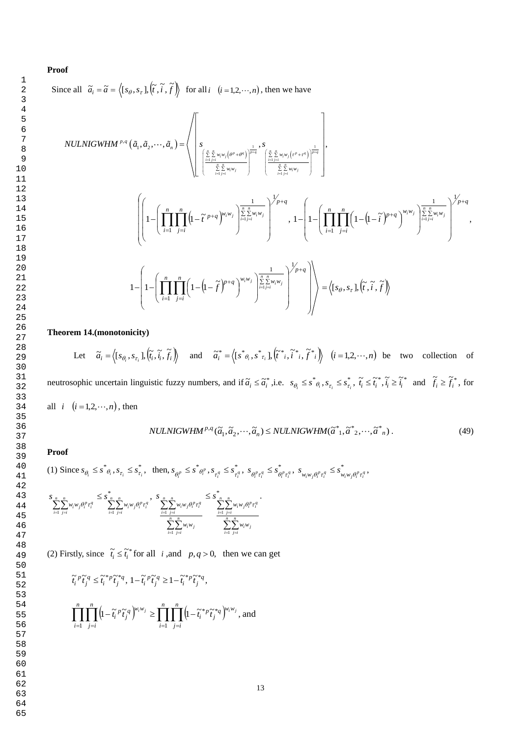**Proof**

Since all $\tilde{a}_i = \tilde{a} = \left\langle [s_\theta, s_\tau], \left(\tilde{t}, \tilde{i}, \tilde{f}\right)\right\rangle$ for all $i$ $(i = 1,2,\cdots,n)$, then we have

$$NULNIGWHM^{p,q}(\tilde{a}_1, \tilde{a}_2, \cdots, \tilde{a}_n) = \left\langle \left[ s_{\left(\frac{\sum_{i=1}^{n}\sum_{j=i}^{n} w_i w_j (\theta^p + \theta^q)}{\sum_{i=1}^{n}\sum_{j=i}^{n} w_i w_j}\right)^{\frac{1}{p+q}}}, s_{\left(\frac{\sum_{i=1}^{n}\sum_{j=i}^{n} w_i w_j (\tau^p + \tau^q)}{\sum_{i=1}^{n}\sum_{j=i}^{n} w_i w_j}\right)^{\frac{1}{p+q}}} \right], \right.$$

$$\left( \left(1 - \left(\prod_{i=1}^{n}\prod_{j=i}^{n}\left(1 - \tilde{t}^{\,p+q}\right)^{w_i w_j}\right)^{\frac{1}{\sum_{i=1}^{n}\sum_{j=i}^{n} w_i w_j}}\right)^{1/p+q}, 1 - \left(1 - \left(\prod_{i=1}^{n}\prod_{j=i}^{n}\left(1 - \left(1 - \tilde{i}\right)^{p+q}\right)^{w_i w_j}\right)^{\frac{1}{\sum_{i=1}^{n}\sum_{j=i}^{n} w_i w_j}}\right)^{1/p+q}, \right.$$

$$\left.\left. 1 - \left(1 - \left(\prod_{i=1}^{n}\prod_{j=i}^{n}\left(1 - \left(1 - \tilde{f}\right)^{p+q}\right)^{w_i w_j}\right)^{\frac{1}{\sum_{i=1}^{n}\sum_{j=i}^{n} w_i w_j}}\right)^{1/p+q} \right) \right\rangle = \left\langle [s_\theta, s_\tau], \left(\tilde{t}, \tilde{i}, \tilde{f}\right)\right\rangle$$

**Theorem 14.(monotonicity)**

Let $\tilde{a}_i = \left\langle [s_{\theta_i}, s_{\tau_i}], \left(\tilde{t}_i, \tilde{i}_i, \tilde{f}_i\right)\right\rangle$ and $\tilde{a}_i^* = \left\langle [s^*_{\theta_i}, s^*_{\tau_i}], \left(\tilde{t}^*_i, \tilde{i}^*_i, \tilde{f}^*_i\right)\right\rangle$ $(i = 1,2,\cdots,n)$ be two collection of neutrosophic uncertain linguistic fuzzy numbers, and if $\tilde{a}_i \le \tilde{a}_i^*$, i.e. $s_{\theta_i} \le s^*_{\theta_i}, s_{\tau_i} \le s^*_{\tau_i}$, $\tilde{t}_i \le \tilde{t}_i^*, \tilde{i}_i \ge \tilde{i}_i^*$ and $\tilde{f}_i \ge \tilde{f}_i^*$, for all $i$ $(i = 1,2,\cdots,n)$, then

$$NULNIGWHM^{p,q}(\tilde{a}_1, \tilde{a}_2, \cdots, \tilde{a}_n) \le NULNIGWHM(\tilde{a}^*_1, \tilde{a}^*_2, \cdots, \tilde{a}^*_n). \tag{49}$$

**Proof**

(1) Since $s_{\theta_i} \le s^*_{\theta_i}, s_{\tau_i} \le s^*_{\tau_i}$, then, $s_{\theta_i^p} \le s^*_{\theta_i^p}, s_{\tau_i^q} \le s^*_{\tau_i^q}$, $s_{\theta_i^p \tau_i^q} \le s^*_{\theta_i^p \tau_i^q}$, $s_{w_i w_j \theta_i^p \tau_i^q} \le s^*_{w_i w_j \theta_i^p \tau_i^q}$,

$$s_{\sum_{i=1}^{n}\sum_{j=i}^{n} w_i w_j \theta_i^p \tau_i^q} \le s^*_{\sum_{i=1}^{n}\sum_{j=i}^{n} w_i w_j \theta_i^p \tau_i^q}, \quad s_{\frac{\sum_{i=1}^{n}\sum_{j=i}^{n} w_i w_j \theta_i^p \tau_i^q}{\sum_{i=1}^{n}\sum_{j=i}^{n} w_i w_j}} \le s^*_{\frac{\sum_{i=1}^{n}\sum_{j=i}^{n} w_i w_j \theta_i^p \tau_i^q}{\sum_{i=1}^{n}\sum_{j=i}^{n} w_i w_j}}.$$

(2) Firstly, since $\tilde{t}_i \le \tilde{t}_i^*$ for all $i$, and $p, q > 0$, then we can get

$$\tilde{t}_i^{\,p} \tilde{t}_j^{\,q} \le \tilde{t}_i^{*p} \tilde{t}_j^{*q}, \; 1 - \tilde{t}_i^{\,p} \tilde{t}_j^{\,q} \ge 1 - \tilde{t}_i^{*p} \tilde{t}_j^{*q},$$

$$\prod_{i=1}^{n}\prod_{j=i}^{n}\left(1 - \tilde{t}_i^{\,p} \tilde{t}_j^{\,q}\right)^{w_i w_j} \ge \prod_{i=1}^{n}\prod_{j=i}^{n}\left(1 - \tilde{t}_i^{*p} \tilde{t}_j^{*q}\right)^{w_i w_j}, \text{ and}$$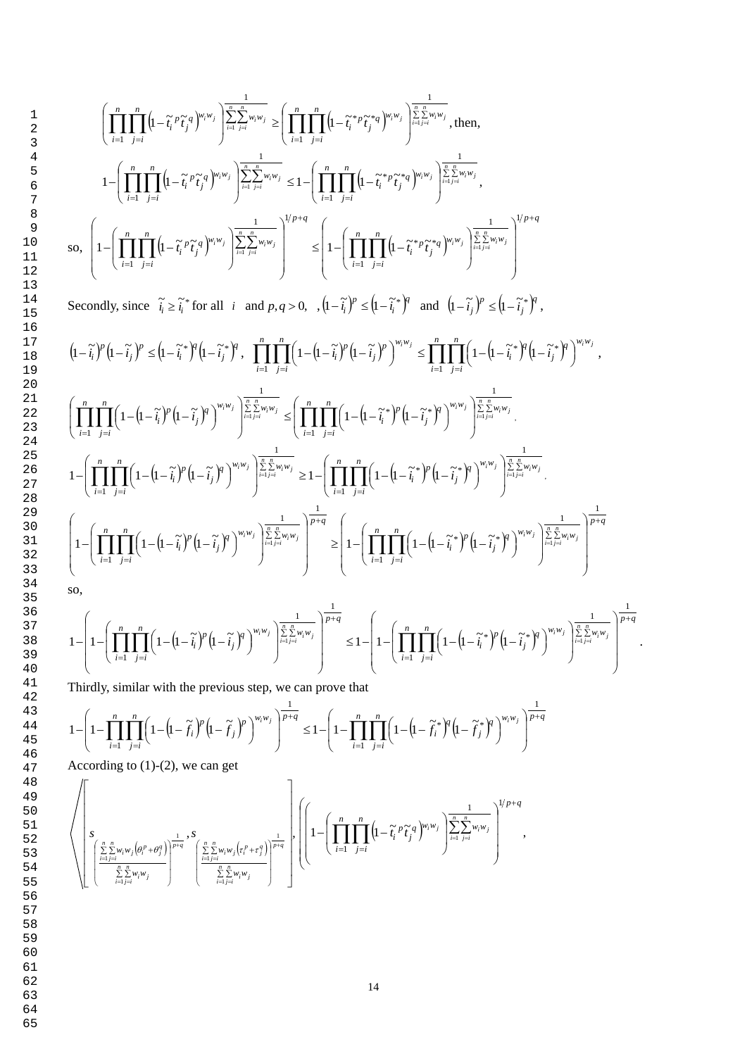$$\left(\prod_{i=1}^{n}\prod_{j=i}^{n}\left(1-\tilde{t}_i^{\,p}\tilde{t}_j^{\,q}\right)^{w_iw_j}\right)^{\frac{1}{\sum_{i=1}^{n}\sum_{j=i}^{n}w_iw_j}} \geq \left(\prod_{i=1}^{n}\prod_{j=i}^{n}\left(1-\tilde{t}_i^{*p}\tilde{t}_j^{*q}\right)^{w_iw_j}\right)^{\frac{1}{\sum_{i=1}^{n}\sum_{j=i}^{n}w_iw_j}}, \text{then,}$$

$$1-\left(\prod_{i=1}^{n}\prod_{j=i}^{n}\left(1-\tilde{t}_i^{\,p}\tilde{t}_j^{\,q}\right)^{w_iw_j}\right)^{\frac{1}{\sum_{i=1}^{n}\sum_{j=i}^{n}w_iw_j}} \leq 1-\left(\prod_{i=1}^{n}\prod_{j=i}^{n}\left(1-\tilde{t}_i^{*p}\tilde{t}_j^{*q}\right)^{w_iw_j}\right)^{\frac{1}{\sum_{i=1}^{n}\sum_{j=i}^{n}w_iw_j}},$$

so, $$\left(1-\left(\prod_{i=1}^{n}\prod_{j=i}^{n}\left(1-\tilde{t}_i^{\,p}\tilde{t}_j^{\,q}\right)^{w_iw_j}\right)^{\frac{1}{\sum_{i=1}^{n}\sum_{j=i}^{n}w_iw_j}}\right)^{1/p+q} \leq \left(1-\left(\prod_{i=1}^{n}\prod_{j=i}^{n}\left(1-\tilde{t}_i^{*p}\tilde{t}_j^{*q}\right)^{w_iw_j}\right)^{\frac{1}{\sum_{i=1}^{n}\sum_{j=i}^{n}w_iw_j}}\right)^{1/p+q}$$

Secondly, since $\tilde{i}_i \geq \tilde{i}_i^{*}$ for all $i$ and $p,q>0$, $,\left(1-\tilde{i}_i\right)^p \leq \left(1-\tilde{i}_i^{*}\right)^q$ and $\left(1-\tilde{i}_j\right)^p \leq \left(1-\tilde{i}_j^{*}\right)^q$,

$$\left(1-\tilde{i}_i\right)^p\left(1-\tilde{i}_j\right)^p \leq \left(1-\tilde{i}_i^{*}\right)^q\left(1-\tilde{i}_j^{*}\right)^q, \quad \prod_{i=1}^{n}\prod_{j=i}^{n}\left(1-\left(1-\tilde{i}_i\right)^p\left(1-\tilde{i}_j\right)^p\right)^{w_iw_j} \leq \prod_{i=1}^{n}\prod_{j=i}^{n}\left(1-\left(1-\tilde{i}_i^{*}\right)^q\left(1-\tilde{i}_j^{*}\right)^q\right)^{w_iw_j},$$

$$\left(\prod_{i=1}^{n}\prod_{j=i}^{n}\left(1-\left(1-\tilde{i}_i\right)^p\left(1-\tilde{i}_j\right)^q\right)^{w_iw_j}\right)^{\frac{1}{\sum_{i=1}^{n}\sum_{j=i}^{n}w_iw_j}} \leq \left(\prod_{i=1}^{n}\prod_{j=i}^{n}\left(1-\left(1-\tilde{i}_i^{*}\right)^p\left(1-\tilde{i}_j^{*}\right)^q\right)^{w_iw_j}\right)^{\frac{1}{\sum_{i=1}^{n}\sum_{j=i}^{n}w_iw_j}}.$$

$$1-\left(\prod_{i=1}^{n}\prod_{j=i}^{n}\left(1-\left(1-\tilde{i}_i\right)^p\left(1-\tilde{i}_j\right)^q\right)^{w_iw_j}\right)^{\frac{1}{\sum_{i=1}^{n}\sum_{j=i}^{n}w_iw_j}} \geq 1-\left(\prod_{i=1}^{n}\prod_{j=i}^{n}\left(1-\left(1-\tilde{i}_i^{*}\right)^p\left(1-\tilde{i}_j^{*}\right)^q\right)^{w_iw_j}\right)^{\frac{1}{\sum_{i=1}^{n}\sum_{j=i}^{n}w_iw_j}}.$$

$$\left(1-\left(\prod_{i=1}^{n}\prod_{j=i}^{n}\left(1-\left(1-\tilde{i}_i\right)^p\left(1-\tilde{i}_j\right)^q\right)^{w_iw_j}\right)^{\frac{1}{\sum_{i=1}^{n}\sum_{j=i}^{n}w_iw_j}}\right)^{\frac{1}{p+q}} \geq \left(1-\left(\prod_{i=1}^{n}\prod_{j=i}^{n}\left(1-\left(1-\tilde{i}_i^{*}\right)^p\left(1-\tilde{i}_j^{*}\right)^q\right)^{w_iw_j}\right)^{\frac{1}{\sum_{i=1}^{n}\sum_{j=i}^{n}w_iw_j}}\right)^{\frac{1}{p+q}}$$

so,

$$1-\left(1-\left(\prod_{i=1}^{n}\prod_{j=i}^{n}\left(1-\left(1-\tilde{i}_i\right)^p\left(1-\tilde{i}_j\right)^q\right)^{w_iw_j}\right)^{\frac{1}{\sum_{i=1}^{n}\sum_{j=i}^{n}w_iw_j}}\right)^{\frac{1}{p+q}} \leq 1-\left(1-\left(\prod_{i=1}^{n}\prod_{j=i}^{n}\left(1-\left(1-\tilde{i}_i^{*}\right)^p\left(1-\tilde{i}_j^{*}\right)^q\right)^{w_iw_j}\right)^{\frac{1}{\sum_{i=1}^{n}\sum_{j=i}^{n}w_iw_j}}\right)^{\frac{1}{p+q}}.$$

Thirdly, similar with the previous step, we can prove that

$$1-\left(1-\prod_{i=1}^{n}\prod_{j=i}^{n}\left(1-\left(1-\tilde{f}_i\right)^p\left(1-\tilde{f}_j\right)^p\right)^{w_iw_j}\right)^{\frac{1}{p+q}} \leq 1-\left(1-\prod_{i=1}^{n}\prod_{j=i}^{n}\left(1-\left(1-\tilde{f}_i^{*}\right)^q\left(1-\tilde{f}_j^{*}\right)^q\right)^{w_iw_j}\right)^{\frac{1}{p+q}}$$

According to (1)-(2), we can get

$$\left\langle\left[s_{\left(\frac{\sum_{i=1}^{n}\sum_{j=i}^{n}w_iw_j\left(\theta_i^p+\theta_j^q\right)}{\sum_{i=1}^{n}\sum_{j=i}^{n}w_iw_j}\right)^{\frac{1}{p+q}}}, s_{\left(\frac{\sum_{i=1}^{n}\sum_{j=i}^{n}w_iw_j\left(\tau_i^p+\tau_j^q\right)}{\sum_{i=1}^{n}\sum_{j=i}^{n}w_iw_j}\right)^{\frac{1}{p+q}}}\right], \left(\left(1-\left(\prod_{i=1}^{n}\prod_{j=i}^{n}\left(1-\tilde{t}_i^{\,p}\tilde{t}_j^{\,q}\right)^{w_iw_j}\right)^{\frac{1}{\sum_{i=1}^{n}\sum_{j=i}^{n}w_iw_j}}\right)^{1/p+q},\right.\right.$$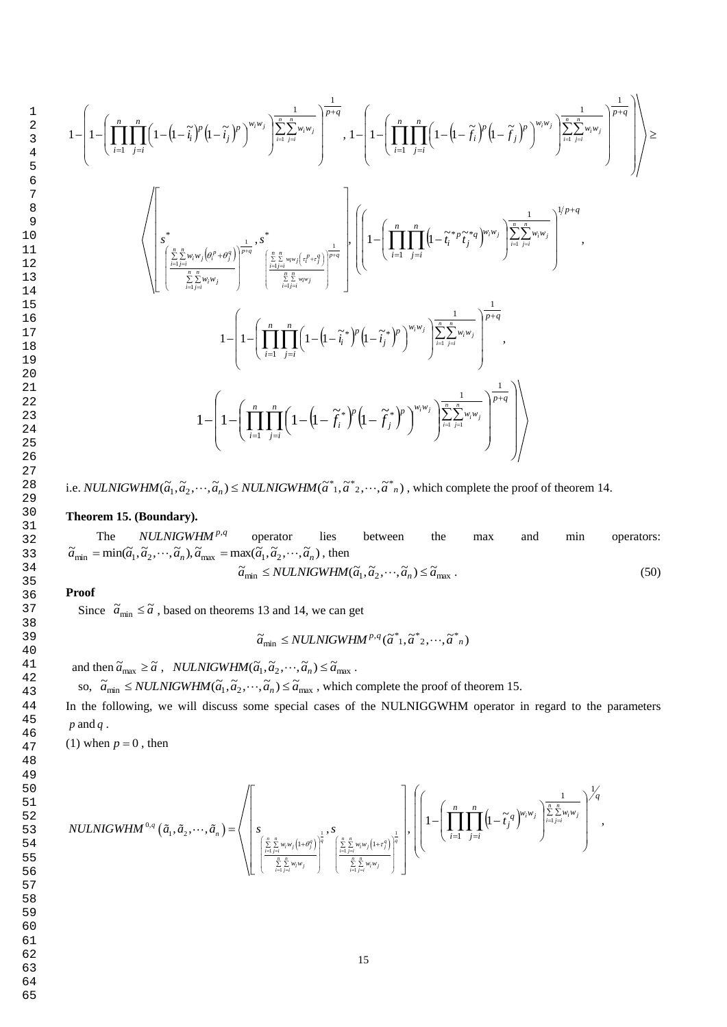$$1-\left(1-\left(\prod_{i=1}^{n}\prod_{j=i}^{n}\left(1-\left(1-\tilde{i}_i\right)^p\left(1-\tilde{i}_j\right)^p\right)^{w_iw_j}\right)^{\frac{1}{\sum_{i=1}^{n}\sum_{j=i}^{n}w_iw_j}}\right)^{\frac{1}{p+q}},\ 1-\left(1-\left(\prod_{i=1}^{n}\prod_{j=i}^{n}\left(1-\left(1-\tilde{f}_i\right)^p\left(1-\tilde{f}_j\right)^p\right)^{w_iw_j}\right)^{\frac{1}{\sum_{i=1}^{n}\sum_{j=i}^{n}w_iw_j}}\right)^{\frac{1}{p+q}}\Bigg\rangle \geq$$

$$\left\langle\left[s^*_{\left(\frac{\sum_{i=1}^{n}\sum_{j=i}^{n}w_iw_j\left(\theta_i^p+\theta_j^q\right)}{\sum_{i=1}^{n}\sum_{j=i}^{n}w_iw_j}\right)^{\frac{1}{p+q}}},\ s^*_{\left(\frac{\sum_{i=1}^{n}\sum_{j=i}^{n}w_iw_j\left(\tau_i^p+\tau_j^q\right)}{\sum_{i=1}^{n}\sum_{j=i}^{n}w_iw_j}\right)^{\frac{1}{p+q}}}\right],\ \left(\left(1-\left(\prod_{i=1}^{n}\prod_{j=i}^{n}\left(1-\tilde{t}_i^{*p}\tilde{t}_j^{*q}\right)^{w_iw_j}\right)^{\frac{1}{\sum_{i=1}^{n}\sum_{j=i}^{n}w_iw_j}}\right)^{1/p+q},\right.\right.$$

$$1-\left(1-\left(\prod_{i=1}^{n}\prod_{j=i}^{n}\left(1-\left(1-\tilde{i}_i^*\right)^p\left(1-\tilde{i}_j^*\right)^p\right)^{w_iw_j}\right)^{\frac{1}{\sum_{i=1}^{n}\sum_{j=i}^{n}w_iw_j}}\right)^{\frac{1}{p+q}},$$

$$1-\left(1-\left(\prod_{i=1}^{n}\prod_{j=i}^{n}\left(1-\left(1-\tilde{f}_i^*\right)^p\left(1-\tilde{f}_j^*\right)^p\right)^{w_iw_j}\right)^{\frac{1}{\sum_{i=1}^{n}\sum_{j=1}^{n}w_iw_j}}\right)^{\frac{1}{p+q}}\Bigg\rangle$$

i.e. $NULNIGWHM(\tilde{a}_1,\tilde{a}_2,\cdots,\tilde{a}_n)\leq NULNIGWHM(\tilde{a}^*_1,\tilde{a}^*_2,\cdots,\tilde{a}^*_n)$ , which complete the proof of theorem 14.

**Theorem 15. (Boundary).**

The $NULNIGWHM^{p,q}$ operator lies between the max and min operators: $\tilde{a}_{\min}=\min(\tilde{a}_1,\tilde{a}_2,\cdots,\tilde{a}_n), \tilde{a}_{\max}=\max(\tilde{a}_1,\tilde{a}_2,\cdots,\tilde{a}_n)$ , then

$$\tilde{a}_{\min}\leq NULNIGWHM(\tilde{a}_1,\tilde{a}_2,\cdots,\tilde{a}_n)\leq\tilde{a}_{\max}\,. \tag{50}$$

**Proof**

Since $\tilde{a}_{\min}\leq\tilde{a}$ , based on theorems 13 and 14, we can get

$$\tilde{a}_{\min}\leq NULNIGWHM^{p,q}(\tilde{a}^*_1,\tilde{a}^*_2,\cdots,\tilde{a}^*_n)$$

and then $\tilde{a}_{\max}\geq\tilde{a}$ , $NULNIGWHM(\tilde{a}_1,\tilde{a}_2,\cdots,\tilde{a}_n)\leq\tilde{a}_{\max}$ .

so, $\tilde{a}_{\min}\leq NULNIGWHM(\tilde{a}_1,\tilde{a}_2,\cdots,\tilde{a}_n)\leq\tilde{a}_{\max}$ , which complete the proof of theorem 15.

In the following, we will discuss some special cases of the NULNIGGWHM operator in regard to the parameters $p$ and $q$ .

(1) when $p=0$ , then

$$NULNIGWHM^{0,q}\left(\tilde{a}_1,\tilde{a}_2,\cdots,\tilde{a}_n\right)=\left\langle\left[s_{\left(\frac{\sum_{i=1}^{n}\sum_{j=i}^{n}w_iw_j\left(1+\theta_j^q\right)}{\sum_{i=1}^{n}\sum_{j=i}^{n}w_iw_j}\right)^{\frac{1}{q}}},\ s_{\left(\frac{\sum_{i=1}^{n}\sum_{j=i}^{n}w_iw_j\left(1+\tau_j^q\right)}{\sum_{i=1}^{n}\sum_{j=i}^{n}w_iw_j}\right)^{\frac{1}{q}}}\right],\ \left(\left(1-\left(\prod_{i=1}^{n}\prod_{j=i}^{n}\left(1-\tilde{t}_j^{\,q}\right)^{w_iw_j}\right)^{\frac{1}{\sum_{i=1}^{n}\sum_{j=i}^{n}w_iw_j}}\right)^{1/q},\right.\right.$$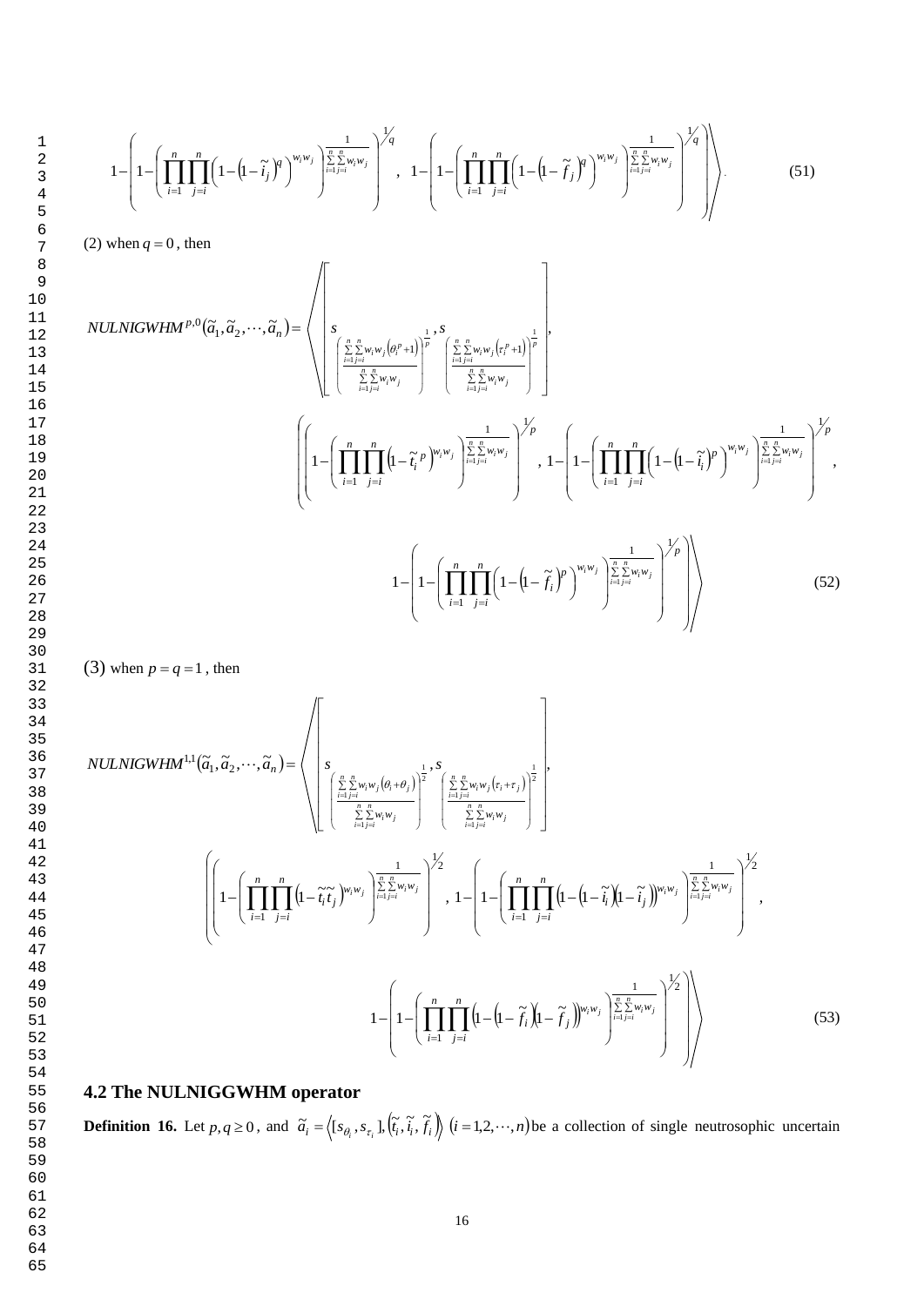$$1-\left(1-\left(\prod_{i=1}^{n}\prod_{j=i}^{n}\left(1-\left(1-\tilde{i}_j\right)^q\right)^{w_iw_j}\right)^{\frac{1}{\sum_{i=1}^{n}\sum_{j=i}^{n}w_iw_j}}\right)^{1/q},\ 1-\left(1-\left(\prod_{i=1}^{n}\prod_{j=i}^{n}\left(1-\left(1-\tilde{f}_j\right)^q\right)^{w_iw_j}\right)^{\frac{1}{\sum_{i=1}^{n}\sum_{j=i}^{n}w_iw_j}}\right)^{1/q}\Bigg\rangle. \tag{51}$$

(2) when $q=0$, then

$$NULNIGWHM^{p,0}(\tilde{a}_1,\tilde{a}_2,\cdots,\tilde{a}_n)=\left\langle\left[s_{\left(\frac{\sum_{i=1}^{n}\sum_{j=i}^{n}w_iw_j\left(\theta_i^p+1\right)}{\sum_{i=1}^{n}\sum_{j=i}^{n}w_iw_j}\right)^{\frac{1}{p}}},s_{\left(\frac{\sum_{i=1}^{n}\sum_{j=i}^{n}w_iw_j\left(\tau_i^p+1\right)}{\sum_{i=1}^{n}\sum_{j=i}^{n}w_iw_j}\right)^{\frac{1}{p}}}\right],\right.$$

$$\left(\left(1-\left(\prod_{i=1}^{n}\prod_{j=i}^{n}\left(1-\tilde{t}_i^{\,p}\right)^{w_iw_j}\right)^{\frac{1}{\sum_{i=1}^{n}\sum_{j=i}^{n}w_iw_j}}\right)^{1/p},\ 1-\left(1-\left(\prod_{i=1}^{n}\prod_{j=i}^{n}\left(1-\left(1-\tilde{i}_i\right)^p\right)^{w_iw_j}\right)^{\frac{1}{\sum_{i=1}^{n}\sum_{j=i}^{n}w_iw_j}}\right)^{1/p},\right.$$

$$\left.1-\left(1-\left(\prod_{i=1}^{n}\prod_{j=i}^{n}\left(1-\left(1-\tilde{f}_i\right)^p\right)^{w_iw_j}\right)^{\frac{1}{\sum_{i=1}^{n}\sum_{j=i}^{n}w_iw_j}}\right)^{1/p}\right)\Bigg\rangle \tag{52}$$

(3) when $p=q=1$, then

$$NULNIGWHM^{1,1}(\tilde{a}_1,\tilde{a}_2,\cdots,\tilde{a}_n)=\left\langle\left[s_{\left(\frac{\sum_{i=1}^{n}\sum_{j=i}^{n}w_iw_j\left(\theta_i+\theta_j\right)}{\sum_{i=1}^{n}\sum_{j=i}^{n}w_iw_j}\right)^{\frac{1}{2}}},s_{\left(\frac{\sum_{i=1}^{n}\sum_{j=i}^{n}w_iw_j\left(\tau_i+\tau_j\right)}{\sum_{i=1}^{n}\sum_{j=i}^{n}w_iw_j}\right)^{\frac{1}{2}}}\right],\right.$$

$$\left(\left(1-\left(\prod_{i=1}^{n}\prod_{j=i}^{n}\left(1-\tilde{t}_i\tilde{t}_j\right)^{w_iw_j}\right)^{\frac{1}{\sum_{i=1}^{n}\sum_{j=i}^{n}w_iw_j}}\right)^{1/2},\ 1-\left(1-\left(\prod_{i=1}^{n}\prod_{j=i}^{n}\left(1-\left(1-\tilde{i}_i\right)\left(1-\tilde{i}_j\right)\right)^{w_iw_j}\right)^{\frac{1}{\sum_{i=1}^{n}\sum_{j=i}^{n}w_iw_j}}\right)^{1/2},\right.$$

$$\left.1-\left(1-\left(\prod_{i=1}^{n}\prod_{j=i}^{n}\left(1-\left(1-\tilde{f}_i\right)\left(1-\tilde{f}_j\right)\right)^{w_iw_j}\right)^{\frac{1}{\sum_{i=1}^{n}\sum_{j=i}^{n}w_iw_j}}\right)^{1/2}\right)\Bigg\rangle \tag{53}$$

## 4.2 The NULNIGGWHM operator

**Definition 16.** Let $p,q\geq 0$, and $\tilde{a}_i=\left\langle[s_{\theta_i},s_{\tau_i}],\left(\tilde{t}_i,\tilde{i}_i,\tilde{f}_i\right)\right\rangle$ $(i=1,2,\cdots,n)$ be a collection of single neutrosophic uncertain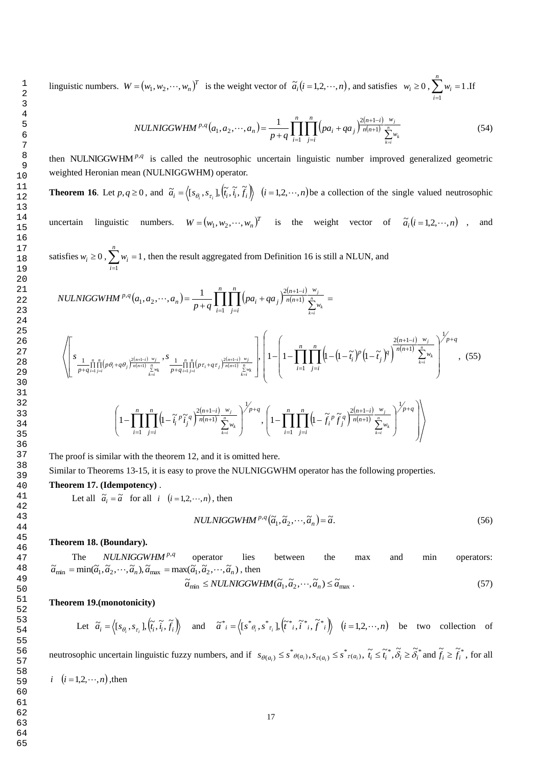linguistic numbers. $W=(w_1,w_2,\cdots,w_n)^T$ is the weight vector of $\tilde{a}_i(i=1,2,\cdots,n)$, and satisfies $w_i \geq 0$, $\sum_{i=1}^{n} w_i = 1$. If

$$NULNIGGWHM^{p,q}(a_1,a_2,\cdots,a_n)=\frac{1}{p+q}\prod_{i=1}^{n}\prod_{j=i}^{n}\left(pa_i+qa_j\right)^{\frac{2(n+1-i)}{n(n+1)}\frac{w_j}{\sum_{k=i}^{n}w_k}} \tag{54}$$

then $\text{NULNIGGWHM}^{p,q}$ is called the neutrosophic uncertain linguistic number improved generalized geometric weighted Heronian mean (NULNIGGWHM) operator.

**Theorem 16**. Let $p,q \geq 0$, and $\tilde{a}_i=\left\langle [s_{\theta_i},s_{\tau_i}],\left(\tilde{t}_i,\tilde{i}_i,\tilde{f}_i\right)\right\rangle$ $(i=1,2,\cdots,n)$ be a collection of the single valued neutrosophic uncertain linguistic numbers. $W=(w_1,w_2,\cdots,w_n)^T$ is the weight vector of $\tilde{a}_i(i=1,2,\cdots,n)$, and satisfies $w_i \geq 0$, $\sum_{i=1}^{n} w_i = 1$, then the result aggregated from Definition 16 is still a NLUN, and

$$NULNIGGWHM^{p,q}(a_1,a_2,\cdots,a_n)=\frac{1}{p+q}\prod_{i=1}^{n}\prod_{j=i}^{n}\left(pa_i+qa_j\right)^{\frac{2(n+1-i)}{n(n+1)}\frac{w_j}{\sum_{k=i}^{n}w_k}}=$$

$$\left\langle\left[s_{\frac{1}{p+q}\prod_{i=1}^{n}\prod_{j=i}^{n}\left(p\theta_i+q\theta_j\right)^{\frac{2(n+1-i)}{n(n+1)}\frac{w_j}{\sum_{k=i}^{n}w_k}}},s_{\frac{1}{p+q}\prod_{i=1}^{n}\prod_{j=i}^{n}\left(p\tau_i+q\tau_j\right)^{\frac{2(n+1-i)}{n(n+1)}\frac{w_j}{\sum_{k=i}^{n}w_k}}}\right],\left(1-\left(1-\prod_{i=1}^{n}\prod_{j=i}^{n}\left(1-\left(1-\tilde{t}_i\right)^p\left(1-\tilde{t}_j\right)^q\right)^{\frac{2(n+1-i)}{n(n+1)}\frac{w_j}{\sum_{k=i}^{n}w_k}}\right)^{1/p+q},\right.\right. \tag{55}$$

$$\left.\left.\left(1-\prod_{i=1}^{n}\prod_{j=i}^{n}\left(1-\tilde{i}_i^{\,p}\tilde{i}_j^{\,q}\right)^{\frac{2(n+1-i)}{n(n+1)}\frac{w_j}{\sum_{k=i}^{n}w_k}}\right)^{1/p+q},\left(1-\prod_{i=1}^{n}\prod_{j=i}^{n}\left(1-\tilde{f}_i^{\,p}\tilde{f}_j^{\,q}\right)^{\frac{2(n+1-i)}{n(n+1)}\frac{w_j}{\sum_{k=i}^{n}w_k}}\right)^{1/p+q}\right)\right\rangle$$

The proof is similar with the theorem 12, and it is omitted here.

Similar to Theorems 13-15, it is easy to prove the NULNIGGWHM operator has the following properties.

**Theorem 17. (Idempotency)** .

Let all $\tilde{a}_i=\tilde{a}$ for all $i$ $(i=1,2,\cdots,n)$, then

$$NULNIGGWHM^{p,q}(\tilde{a}_1,\tilde{a}_2,\cdots,\tilde{a}_n)=\tilde{a}. \tag{56}$$

**Theorem 18. (Boundary).**

The $NULNIGGWHM^{p,q}$ operator lies between the max and min operators: $\tilde{a}_{\min}=\min(\tilde{a}_1,\tilde{a}_2,\cdots,\tilde{a}_n), \tilde{a}_{\max}=\max(\tilde{a}_1,\tilde{a}_2,\cdots,\tilde{a}_n)$, then

$$\tilde{a}_{\min} \leq NULNIGGWHM(\tilde{a}_1,\tilde{a}_2,\cdots,\tilde{a}_n) \leq \tilde{a}_{\max}. \tag{57}$$

**Theorem 19.(monotonicity)**

Let $\tilde{a}_i=\left\langle [s_{\theta_i},s_{\tau_i}],\left(\tilde{t}_i,\tilde{i}_i,\tilde{f}_i\right)\right\rangle$ and $\tilde{a}^*{}_i=\left\langle [s^*{}_{\theta_i},s^*{}_{\tau_i}],\left(\tilde{t}^*{}_i,\tilde{i}^*{}_i,\tilde{f}^*{}_i\right)\right\rangle$ $(i=1,2,\cdots,n)$ be two collection of neutrosophic uncertain linguistic fuzzy numbers, and if $s_{\theta(a_i)} \leq s^*{}_{\theta(a_i)}, s_{\tau(a_i)} \leq s^*{}_{\tau(a_i)}$, $\tilde{t}_i \leq \tilde{t}_i^*, \tilde{\delta}_i \geq \tilde{\delta}_i^*$ and $\tilde{f}_i \geq \tilde{f}_i^*$, for all $i$ $(i=1,2,\cdots,n)$, then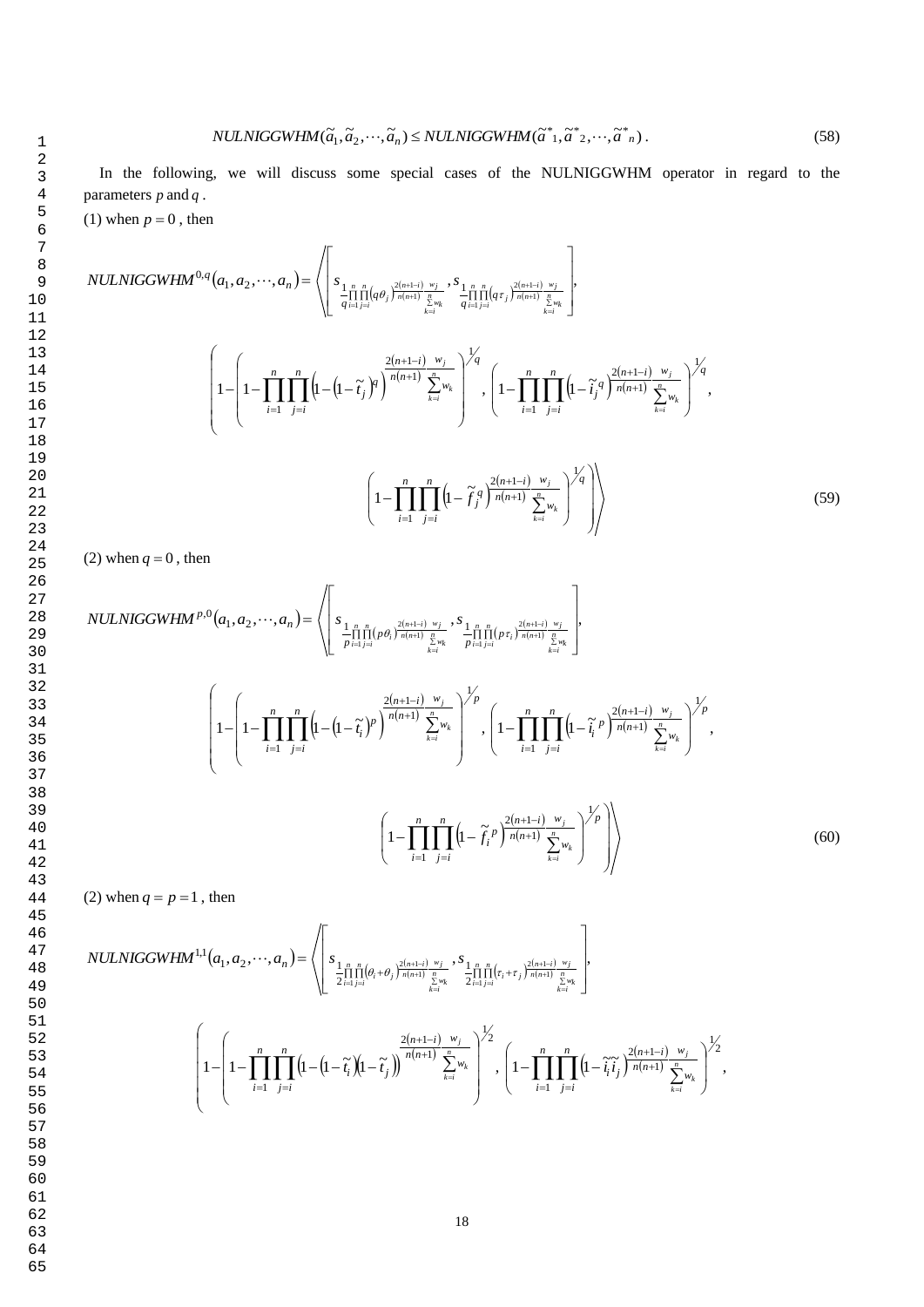$$NULNIGGWHM(\tilde{a}_1, \tilde{a}_2, \cdots, \tilde{a}_n) \leq NULNIGGWHM(\tilde{a}^*_1, \tilde{a}^*_2, \cdots, \tilde{a}^*_n). \tag{58}$$

In the following, we will discuss some special cases of the NULNIGGWHM operator in regard to the parameters $p$ and $q$.

(1) when $p = 0$, then

$$NULNIGGWHM^{0,q}(a_1, a_2, \cdots, a_n) = \left\langle \left[ s_{\frac{1}{q}\prod_{i=1}^{n}\prod_{j=i}^{n}(q\theta_j)^{\frac{2(n+1-i)}{n(n+1)}\frac{w_j}{\sum_{k=i}^{n}w_k}}}, s_{\frac{1}{q}\prod_{i=1}^{n}\prod_{j=i}^{n}(q\tau_j)^{\frac{2(n+1-i)}{n(n+1)}\frac{w_j}{\sum_{k=i}^{n}w_k}}} \right], \right.$$

$$\left( 1 - \left( 1 - \prod_{i=1}^{n}\prod_{j=i}^{n}\left(1 - \left(1 - \tilde{t}_j\right)^q\right)^{\frac{2(n+1-i)}{n(n+1)}\frac{w_j}{\sum_{k=i}^{n}w_k}} \right)^{1/q}, \left( 1 - \prod_{i=1}^{n}\prod_{j=i}^{n}\left(1 - \tilde{i}_j^{\,q}\right)^{\frac{2(n+1-i)}{n(n+1)}\frac{w_j}{\sum_{k=i}^{n}w_k}} \right)^{1/q}, \right.$$

$$\left.\left. \left( 1 - \prod_{i=1}^{n}\prod_{j=i}^{n}\left(1 - \tilde{f}_j^{\,q}\right)^{\frac{2(n+1-i)}{n(n+1)}\frac{w_j}{\sum_{k=i}^{n}w_k}} \right)^{1/q} \right) \right\rangle \tag{59}$$

(2) when $q = 0$, then

$$NULNIGGWHM^{p,0}(a_1, a_2, \cdots, a_n) = \left\langle \left[ s_{\frac{1}{p}\prod_{i=1}^{n}\prod_{j=i}^{n}(p\theta_i)^{\frac{2(n+1-i)}{n(n+1)}\frac{w_j}{\sum_{k=i}^{n}w_k}}}, s_{\frac{1}{p}\prod_{i=1}^{n}\prod_{j=i}^{n}(p\tau_i)^{\frac{2(n+1-i)}{n(n+1)}\frac{w_j}{\sum_{k=i}^{n}w_k}}} \right], \right.$$

$$\left( 1 - \left( 1 - \prod_{i=1}^{n}\prod_{j=i}^{n}\left(1 - \left(1 - \tilde{t}_i\right)^p\right)^{\frac{2(n+1-i)}{n(n+1)}\frac{w_j}{\sum_{k=i}^{n}w_k}} \right)^{1/p}, \left( 1 - \prod_{i=1}^{n}\prod_{j=i}^{n}\left(1 - \tilde{i}_i^{\,p}\right)^{\frac{2(n+1-i)}{n(n+1)}\frac{w_j}{\sum_{k=i}^{n}w_k}} \right)^{1/p}, \right.$$

$$\left.\left. \left( 1 - \prod_{i=1}^{n}\prod_{j=i}^{n}\left(1 - \tilde{f}_i^{\,p}\right)^{\frac{2(n+1-i)}{n(n+1)}\frac{w_j}{\sum_{k=i}^{n}w_k}} \right)^{1/p} \right) \right\rangle \tag{60}$$

(2) when $q = p = 1$, then

$$NULNIGGWHM^{1,1}(a_1, a_2, \cdots, a_n) = \left\langle \left[ s_{\frac{1}{2}\prod_{i=1}^{n}\prod_{j=i}^{n}(\theta_i+\theta_j)^{\frac{2(n+1-i)}{n(n+1)}\frac{w_j}{\sum_{k=i}^{n}w_k}}}, s_{\frac{1}{2}\prod_{i=1}^{n}\prod_{j=i}^{n}(\tau_i+\tau_j)^{\frac{2(n+1-i)}{n(n+1)}\frac{w_j}{\sum_{k=i}^{n}w_k}}} \right], \right.$$

$$\left( 1 - \left( 1 - \prod_{i=1}^{n}\prod_{j=i}^{n}\left(1 - \left(1 - \tilde{t}_i\right)\left(1 - \tilde{t}_j\right)\right)^{\frac{2(n+1-i)}{n(n+1)}\frac{w_j}{\sum_{k=i}^{n}w_k}} \right)^{1/2}, \left( 1 - \prod_{i=1}^{n}\prod_{j=i}^{n}\left(1 - \tilde{i}_i\tilde{i}_j\right)^{\frac{2(n+1-i)}{n(n+1)}\frac{w_j}{\sum_{k=i}^{n}w_k}} \right)^{1/2}, \right.$$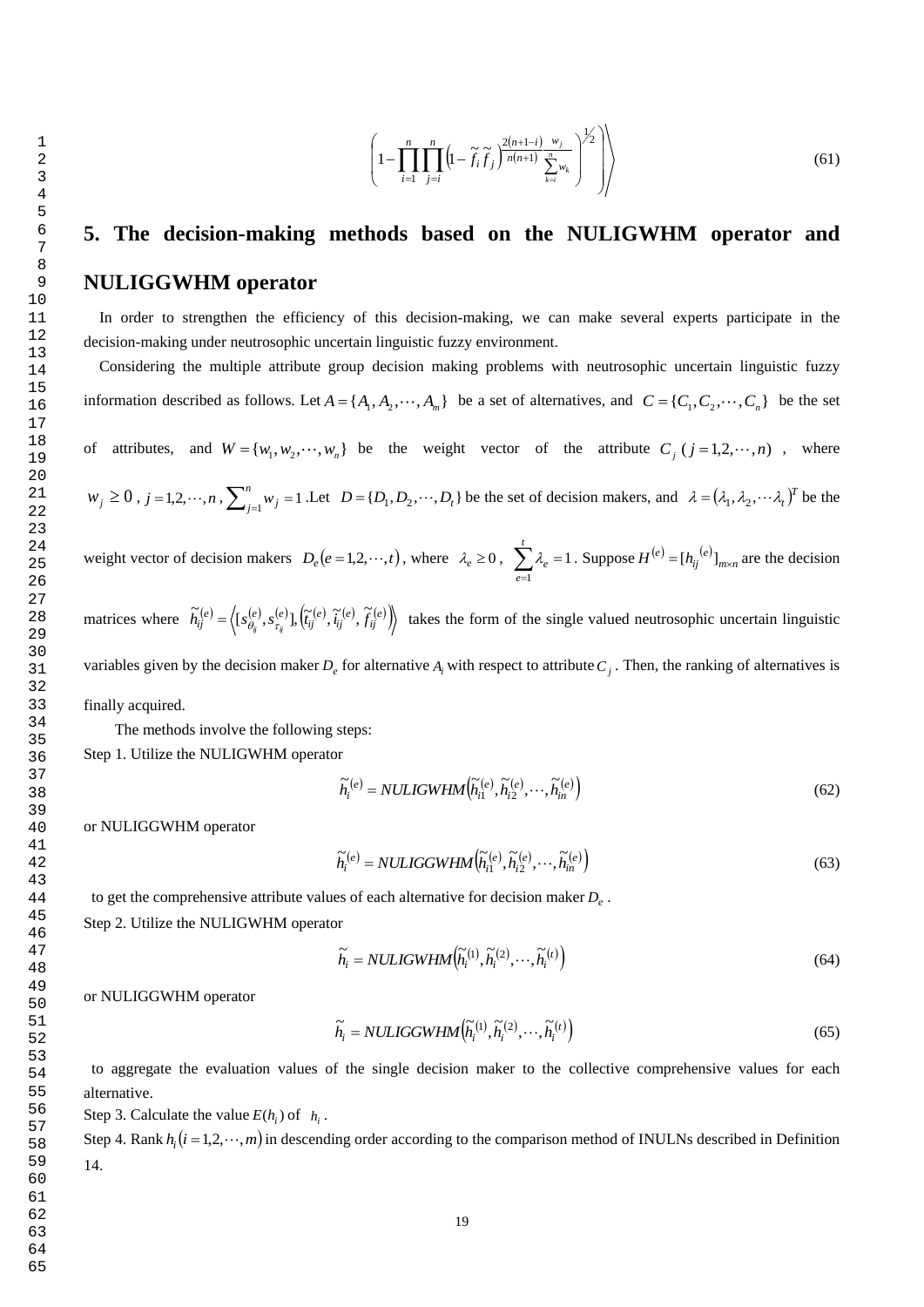$$\left.\left(1-\prod_{i=1}^{n}\prod_{j=i}^{n}\left(1-\tilde{f}_i\tilde{f}_j\right)^{\frac{2(n+1-i)}{n(n+1)}\frac{w_j}{\sum_{k=i}^{n}w_k}}\right)^{1/2}\right\rangle \tag{61}$$

## 5. The decision-making methods based on the NULIGWHM operator and NULIGGWHM operator

In order to strengthen the efficiency of this decision-making, we can make several experts participate in the decision-making under neutrosophic uncertain linguistic fuzzy environment.

Considering the multiple attribute group decision making problems with neutrosophic uncertain linguistic fuzzy information described as follows. Let $A=\{A_1,A_2,\cdots,A_m\}$ be a set of alternatives, and $C=\{C_1,C_2,\cdots,C_n\}$ be the set of attributes, and $W=\{w_1,w_2,\cdots,w_n\}$ be the weight vector of the attribute $C_j$ $(j=1,2,\cdots,n)$, where $w_j\geq 0$, $j=1,2,\cdots,n$, $\sum_{j=1}^{n}w_j=1$. Let $D=\{D_1,D_2,\cdots,D_t\}$ be the set of decision makers, and $\lambda=(\lambda_1,\lambda_2,\cdots\lambda_t)^T$ be the weight vector of decision makers $D_e(e=1,2,\cdots,t)$, where $\lambda_e\geq 0$, $\sum_{e=1}^{t}\lambda_e=1$. Suppose $H^{(e)}=[h_{ij}^{(e)}]_{m\times n}$ are the decision matrices where $\tilde{h}_{ij}^{(e)}=\left\langle [s_{\theta_{ij}}^{(e)},s_{\tau_{ij}}^{(e)}],\left(\tilde{t}_{ij}^{(e)},\tilde{i}_{ij}^{(e)},\tilde{f}_{ij}^{(e)}\right)\right\rangle$ takes the form of the single valued neutrosophic uncertain linguistic variables given by the decision maker $D_e$ for alternative $A_i$ with respect to attribute $C_j$. Then, the ranking of alternatives is finally acquired.

The methods involve the following steps:

Step 1. Utilize the NULIGWHM operator

$$\tilde{h}_i^{(e)}=NULIGWHM\left(\tilde{h}_{i1}^{(e)},\tilde{h}_{i2}^{(e)},\cdots,\tilde{h}_{in}^{(e)}\right) \tag{62}$$

or NULIGGWHM operator

$$\tilde{h}_i^{(e)}=NULIGGWHM\left(\tilde{h}_{i1}^{(e)},\tilde{h}_{i2}^{(e)},\cdots,\tilde{h}_{in}^{(e)}\right) \tag{63}$$

to get the comprehensive attribute values of each alternative for decision maker $D_e$.

Step 2. Utilize the NULIGWHM operator

$$\tilde{h}_i=NULIGWHM\left(\tilde{h}_i^{(1)},\tilde{h}_i^{(2)},\cdots,\tilde{h}_i^{(t)}\right) \tag{64}$$

or NULIGGWHM operator

$$\tilde{h}_i=NULIGGWHM\left(\tilde{h}_i^{(1)},\tilde{h}_i^{(2)},\cdots,\tilde{h}_i^{(t)}\right) \tag{65}$$

to aggregate the evaluation values of the single decision maker to the collective comprehensive values for each alternative.

Step 3. Calculate the value $E(h_i)$ of $h_i$.

Step 4. Rank $h_i(i=1,2,\cdots,m)$ in descending order according to the comparison method of INULNs described in Definition 14.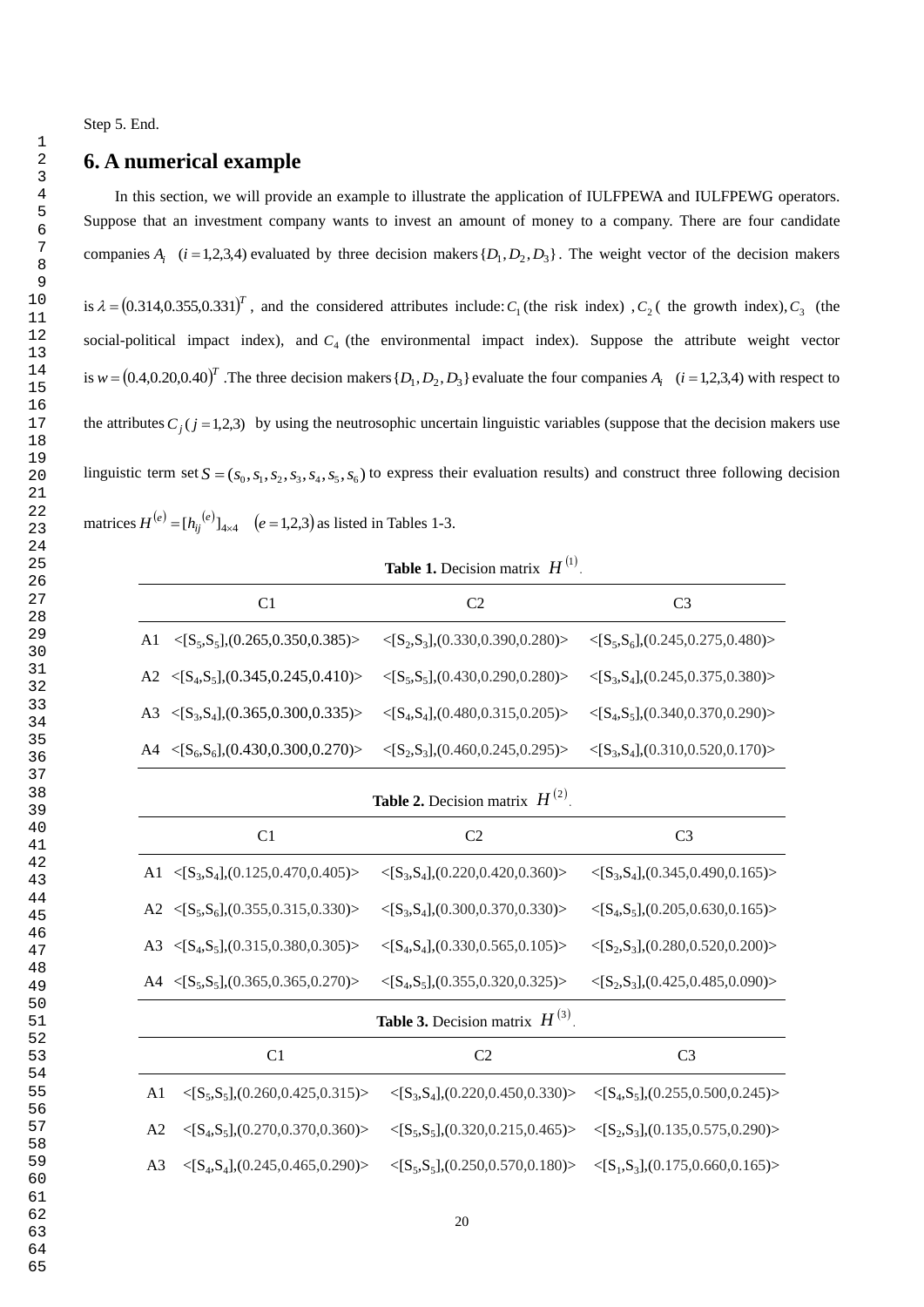Step 5. End.

## 6. A numerical example

In this section, we will provide an example to illustrate the application of IULFPEWA and IULFPEWG operators. Suppose that an investment company wants to invest an amount of money to a company. There are four candidate companies $A_i \quad (i=1,2,3,4)$ evaluated by three decision makers $\{D_1, D_2, D_3\}$. The weight vector of the decision makers is $\lambda = (0.314, 0.355, 0.331)^T$, and the considered attributes include: $C_1$ (the risk index), $C_2$ ( the growth index), $C_3$ (the social-political impact index), and $C_4$ (the environmental impact index). Suppose the attribute weight vector is $w = (0.4, 0.20, 0.40)^T$. The three decision makers $\{D_1, D_2, D_3\}$ evaluate the four companies $A_i \quad (i=1,2,3,4)$ with respect to the attributes $C_j \, (j=1,2,3)$ by using the neutrosophic uncertain linguistic variables (suppose that the decision makers use linguistic term set $S = (s_0, s_1, s_2, s_3, s_4, s_5, s_6)$ to express their evaluation results) and construct three following decision matrices $H^{(e)} = [h_{ij}^{(e)}]_{4\times 4} \quad (e=1,2,3)$ as listed in Tables 1-3.

**Table 1.** Decision matrix $H^{(1)}$.

| | C1 | C2 | C3 |
|---|---|---|---|
| A1 | <[S5,S5],(0.265,0.350,0.385)> | <[S2,S3],(0.330,0.390,0.280)> | <[S5,S6],(0.245,0.275,0.480)> |
| A2 | <[S4,S5],(0.345,0.245,0.410)> | <[S5,S5],(0.430,0.290,0.280)> | <[S3,S4],(0.245,0.375,0.380)> |
| A3 | <[S3,S4],(0.365,0.300,0.335)> | <[S4,S4],(0.480,0.315,0.205)> | <[S4,S5],(0.340,0.370,0.290)> |
| A4 | <[S6,S6],(0.430,0.300,0.270)> | <[S2,S3],(0.460,0.245,0.295)> | <[S3,S4],(0.310,0.520,0.170)> |

**Table 2.** Decision matrix $H^{(2)}$.

| | C1 | C2 | C3 |
|---|---|---|---|
| A1 | <[S3,S4],(0.125,0.470,0.405)> | <[S3,S4],(0.220,0.420,0.360)> | <[S3,S4],(0.345,0.490,0.165)> |
| A2 | <[S5,S6],(0.355,0.315,0.330)> | <[S3,S4],(0.300,0.370,0.330)> | <[S4,S5],(0.205,0.630,0.165)> |
| A3 | <[S4,S5],(0.315,0.380,0.305)> | <[S4,S4],(0.330,0.565,0.105)> | <[S2,S3],(0.280,0.520,0.200)> |
| A4 | <[S5,S5],(0.365,0.365,0.270)> | <[S4,S5],(0.355,0.320,0.325)> | <[S2,S3],(0.425,0.485,0.090)> |

**Table 3.** Decision matrix $H^{(3)}$.

| | C1 | C2 | C3 |
|---|---|---|---|
| A1 | <[S5,S5],(0.260,0.425,0.315)> | <[S3,S4],(0.220,0.450,0.330)> | <[S4,S5],(0.255,0.500,0.245)> |
| A2 | <[S4,S5],(0.270,0.370,0.360)> | <[S5,S5],(0.320,0.215,0.465)> | <[S2,S3],(0.135,0.575,0.290)> |
| A3 | <[S4,S4],(0.245,0.465,0.290)> | <[S5,S5],(0.250,0.570,0.180)> | <[S1,S3],(0.175,0.660,0.165)> |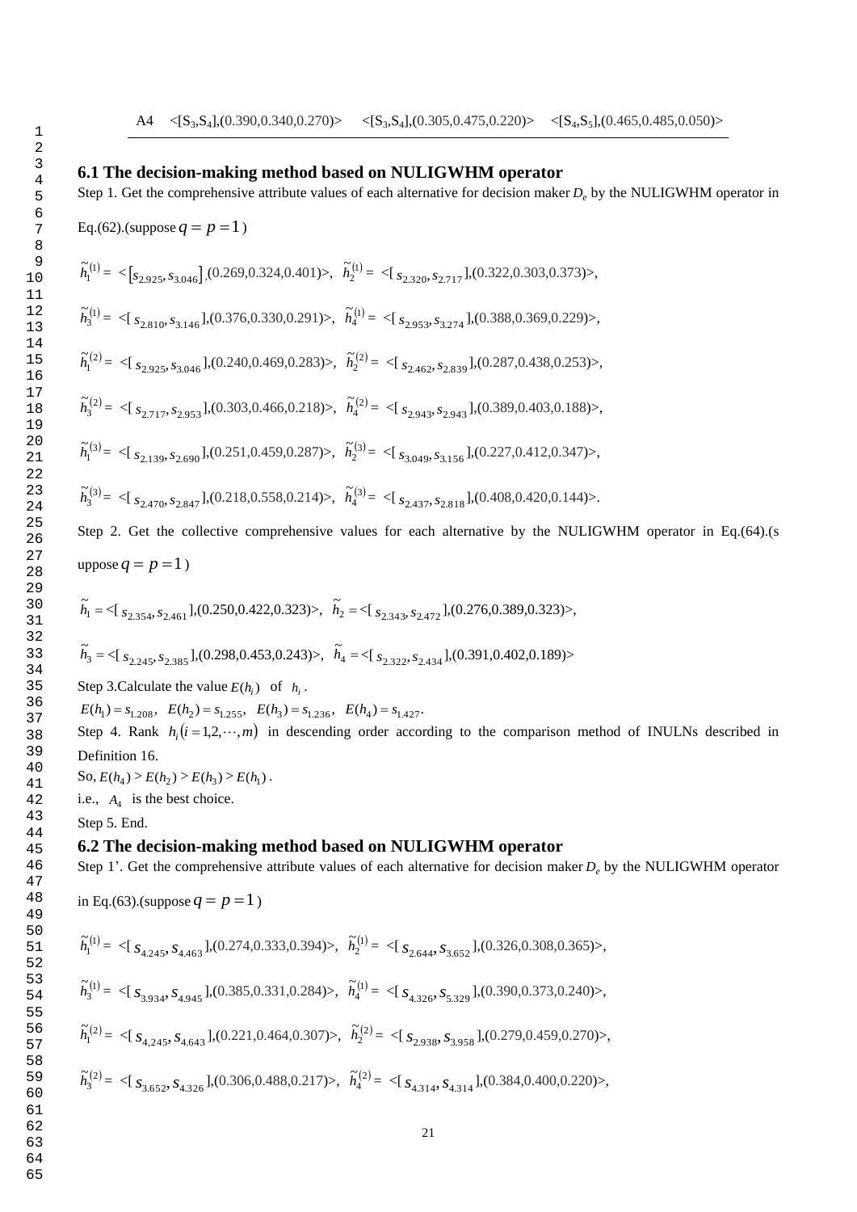| A4 | <[S$_3$,S$_4$],(0.390,0.340,0.270)> | <[S$_3$,S$_4$],(0.305,0.475,0.220)> | <[S$_4$,S$_5$],(0.465,0.485,0.050)> |
|---|---|---|---|

## 6.1 The decision-making method based on NULIGWHM operator

Step 1. Get the comprehensive attribute values of each alternative for decision maker $D_e$ by the NULIGWHM operator in Eq.(62).(suppose $q = p = 1$)

$\tilde{h}_1^{(1)} = <[s_{2.925}, s_{3.046}]$,(0.269,0.324,0.401)>, $\tilde{h}_2^{(1)} = <[s_{2.320}, s_{2.717}]$,(0.322,0.303,0.373)>,

$\tilde{h}_3^{(1)} = <[s_{2.810}, s_{3.146}]$,(0.376,0.330,0.291)>, $\tilde{h}_4^{(1)} = <[s_{2.953}, s_{3.274}]$,(0.388,0.369,0.229)>,

$\tilde{h}_1^{(2)} = <[s_{2.925}, s_{3.046}]$,(0.240,0.469,0.283)>, $\tilde{h}_2^{(2)} = <[s_{2.462}, s_{2.839}]$,(0.287,0.438,0.253)>,

$\tilde{h}_3^{(2)} = <[s_{2.717}, s_{2.953}]$,(0.303,0.466,0.218)>, $\tilde{h}_4^{(2)} = <[s_{2.943}, s_{2.943}]$,(0.389,0.403,0.188)>,

$\tilde{h}_1^{(3)} = <[s_{2.139}, s_{2.690}]$,(0.251,0.459,0.287)>, $\tilde{h}_2^{(3)} = <[s_{3.049}, s_{3.156}]$,(0.227,0.412,0.347)>,

$\tilde{h}_3^{(3)} = <[s_{2.470}, s_{2.847}]$,(0.218,0.558,0.214)>, $\tilde{h}_4^{(3)} = <[s_{2.437}, s_{2.818}]$,(0.408,0.420,0.144)>.

Step 2. Get the collective comprehensive values for each alternative by the NULIGWHM operator in Eq.(64).(suppose $q = p = 1$)

$\tilde{h}_1 = <[s_{2.354}, s_{2.461}]$,(0.250,0.422,0.323)>, $\tilde{h}_2 = <[s_{2.343}, s_{2.472}]$,(0.276,0.389,0.323)>,

$\tilde{h}_3 = <[s_{2.245}, s_{2.385}]$,(0.298,0.453,0.243)>, $\tilde{h}_4 = <[s_{2.322}, s_{2.434}]$,(0.391,0.402,0.189)>

Step 3.Calculate the value $E(h_i)$ of $h_i$.

$E(h_1) = s_{1.208}$, $E(h_2) = s_{1.255}$, $E(h_3) = s_{1.236}$, $E(h_4) = s_{1.427}$.

Step 4. Rank $h_i (i = 1,2,\cdots,m)$ in descending order according to the comparison method of INULNs described in Definition 16.

So, $E(h_4) > E(h_2) > E(h_3) > E(h_1)$.

i.e., $A_4$ is the best choice.

Step 5. End.

## 6.2 The decision-making method based on NULIGWHM operator

Step 1'. Get the comprehensive attribute values of each alternative for decision maker $D_e$ by the NULIGWHM operator in Eq.(63).(suppose $q = p = 1$)

$\tilde{h}_1^{(1)} = <[s_{4.245}, s_{4.463}]$,(0.274,0.333,0.394)>, $\tilde{h}_2^{(1)} = <[s_{2.644}, s_{3.652}]$,(0.326,0.308,0.365)>,

$\tilde{h}_3^{(1)} = <[s_{3.934}, s_{4.945}]$,(0.385,0.331,0.284)>, $\tilde{h}_4^{(1)} = <[s_{4.326}, s_{5.329}]$,(0.390,0.373,0.240)>,

$\tilde{h}_1^{(2)} = <[s_{4.245}, s_{4.643}]$,(0.221,0.464,0.307)>, $\tilde{h}_2^{(2)} = <[s_{2.938}, s_{3.958}]$,(0.279,0.459,0.270)>,

$\tilde{h}_3^{(2)} = <[s_{3.652}, s_{4.326}]$,(0.306,0.488,0.217)>, $\tilde{h}_4^{(2)} = <[s_{4.314}, s_{4.314}]$,(0.384,0.400,0.220)>,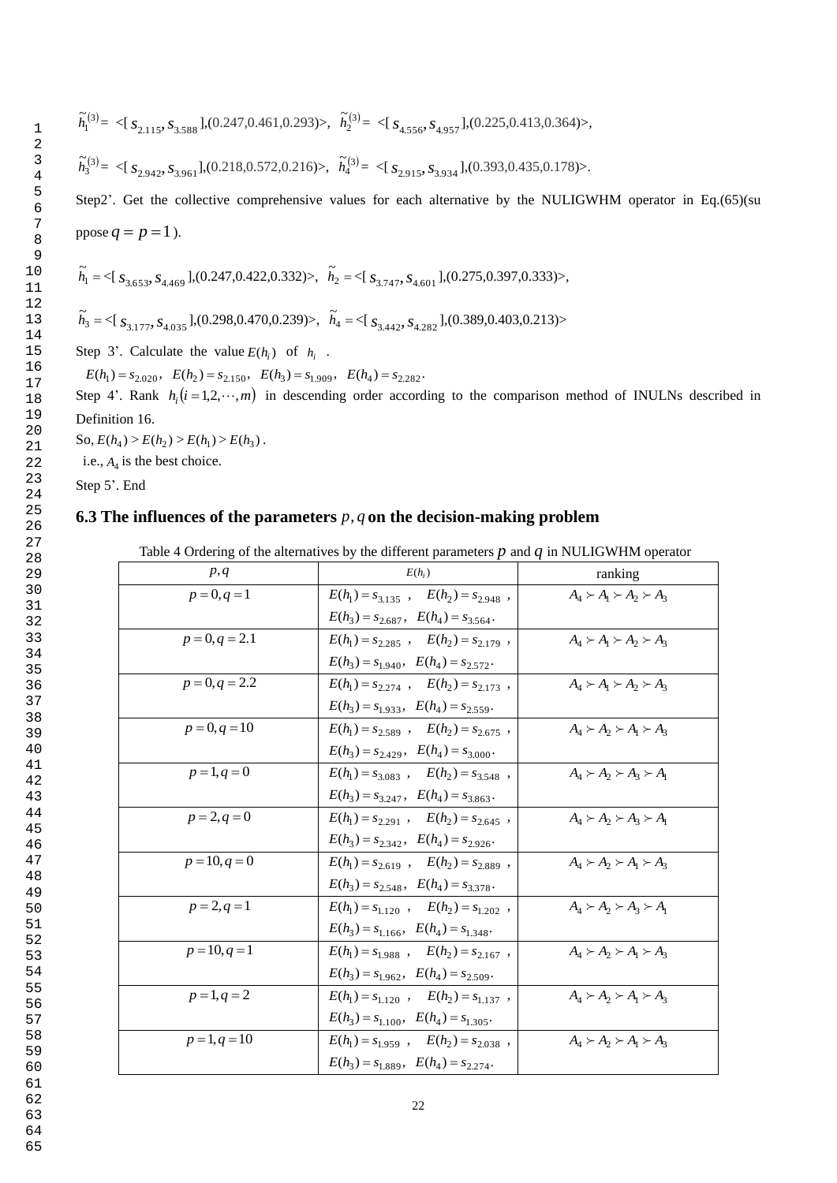$\tilde{h}_1^{(3)} = <[s_{2.115}, s_{3.588}],(0.247,0.461,0.293)>$, $\tilde{h}_2^{(3)} = <[s_{4.556}, s_{4.957}],(0.225,0.413,0.364)>$,

$\tilde{h}_3^{(3)} = <[s_{2.942}, s_{3.961}],(0.218,0.572,0.216)>$, $\tilde{h}_4^{(3)} = <[s_{2.915}, s_{3.934}],(0.393,0.435,0.178)>$.

Step2'. Get the collective comprehensive values for each alternative by the NULIGWHM operator in Eq.(65)(suppose $q = p = 1$).

$\tilde{h}_1 = <[s_{3.653}, s_{4.469}],(0.247,0.422,0.332)>$, $\tilde{h}_2 = <[s_{3.747}, s_{4.601}],(0.275,0.397,0.333)>$,

$\tilde{h}_3 = <[s_{3.177}, s_{4.035}],(0.298,0.470,0.239)>$, $\tilde{h}_4 = <[s_{3.442}, s_{4.282}],(0.389,0.403,0.213)>$

Step 3'. Calculate the value $E(h_i)$ of $h_i$.

$E(h_1) = s_{2.020}$, $E(h_2) = s_{2.150}$, $E(h_3) = s_{1.909}$, $E(h_4) = s_{2.282}$.

Step 4'. Rank $h_i(i = 1,2,\cdots,m)$ in descending order according to the comparison method of INULNs described in Definition 16.

So, $E(h_4) > E(h_2) > E(h_1) > E(h_3)$.

i.e., $A_4$ is the best choice.

Step 5'. End

## 6.3 The influences of the parameters $p, q$ on the decision-making problem

Table 4 Ordering of the alternatives by the different parameters $p$ and $q$ in NULIGWHM operator

| $p, q$ | $E(h_i)$ | ranking |
|---|---|---|
| $p = 0, q = 1$ | $E(h_1) = s_{3.135}$, $E(h_2) = s_{2.948}$, $E(h_3) = s_{2.687}$, $E(h_4) = s_{3.564}$. | $A_4 \succ A_1 \succ A_2 \succ A_3$ |
| $p = 0, q = 2.1$ | $E(h_1) = s_{2.285}$, $E(h_2) = s_{2.179}$, $E(h_3) = s_{1.940}$, $E(h_4) = s_{2.572}$. | $A_4 \succ A_1 \succ A_2 \succ A_3$ |
| $p = 0, q = 2.2$ | $E(h_1) = s_{2.274}$, $E(h_2) = s_{2.173}$, $E(h_3) = s_{1.933}$, $E(h_4) = s_{2.559}$. | $A_4 \succ A_1 \succ A_2 \succ A_3$ |
| $p = 0, q = 10$ | $E(h_1) = s_{2.589}$, $E(h_2) = s_{2.675}$, $E(h_3) = s_{2.429}$, $E(h_4) = s_{3.000}$. | $A_4 \succ A_2 \succ A_1 \succ A_3$ |
| $p = 1, q = 0$ | $E(h_1) = s_{3.083}$, $E(h_2) = s_{3.548}$, $E(h_3) = s_{3.247}$, $E(h_4) = s_{3.863}$. | $A_4 \succ A_2 \succ A_3 \succ A_1$ |
| $p = 2, q = 0$ | $E(h_1) = s_{2.291}$, $E(h_2) = s_{2.645}$, $E(h_3) = s_{2.342}$, $E(h_4) = s_{2.926}$. | $A_4 \succ A_2 \succ A_3 \succ A_1$ |
| $p = 10, q = 0$ | $E(h_1) = s_{2.619}$, $E(h_2) = s_{2.889}$, $E(h_3) = s_{2.548}$, $E(h_4) = s_{3.378}$. | $A_4 \succ A_2 \succ A_1 \succ A_3$ |
| $p = 2, q = 1$ | $E(h_1) = s_{1.120}$, $E(h_2) = s_{1.202}$, $E(h_3) = s_{1.166}$, $E(h_4) = s_{1.348}$. | $A_4 \succ A_2 \succ A_3 \succ A_1$ |
| $p = 10, q = 1$ | $E(h_1) = s_{1.988}$, $E(h_2) = s_{2.167}$, $E(h_3) = s_{1.962}$, $E(h_4) = s_{2.509}$. | $A_4 \succ A_2 \succ A_1 \succ A_3$ |
| $p = 1, q = 2$ | $E(h_1) = s_{1.120}$, $E(h_2) = s_{1.137}$, $E(h_3) = s_{1.100}$, $E(h_4) = s_{1.305}$. | $A_4 \succ A_2 \succ A_1 \succ A_3$ |
| $p = 1, q = 10$ | $E(h_1) = s_{1.959}$, $E(h_2) = s_{2.038}$, $E(h_3) = s_{1.889}$, $E(h_4) = s_{2.274}$. | $A_4 \succ A_2 \succ A_1 \succ A_3$ |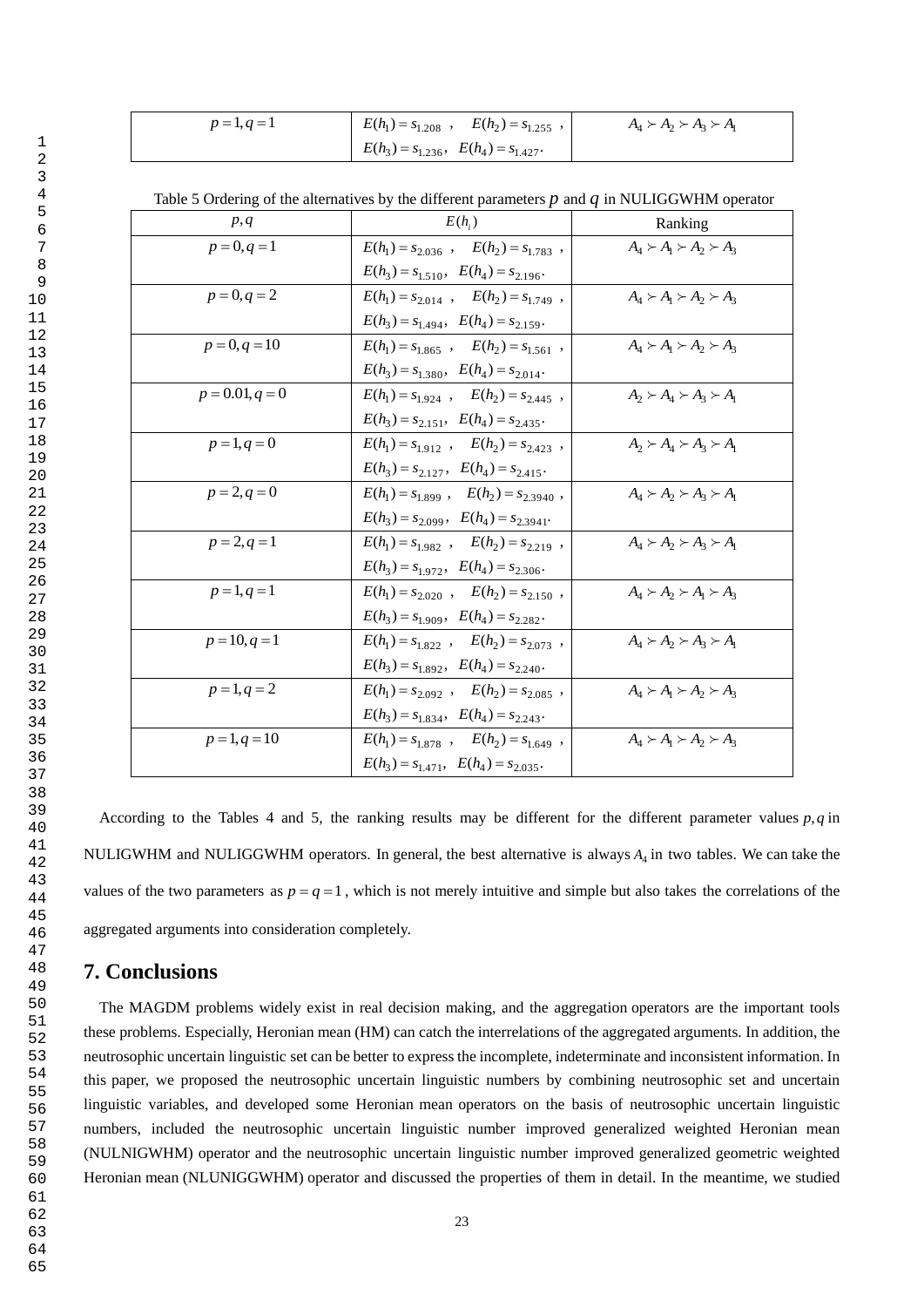| $p=1, q=1$ | $E(h_1)=s_{1.208}$ , $E(h_2)=s_{1.255}$ , $E(h_3)=s_{1.236}$, $E(h_4)=s_{1.427}$. | $A_4 \succ A_2 \succ A_3 \succ A_1$ |
|---|---|---|

Table 5 Ordering of the alternatives by the different parameters $p$ and $q$ in NULIGGWHM operator

| $p,q$ | $E(h_i)$ | Ranking |
|---|---|---|
| $p=0, q=1$ | $E(h_1)=s_{2.036}$ , $E(h_2)=s_{1.783}$ , $E(h_3)=s_{1.510}$, $E(h_4)=s_{2.196}$. | $A_4 \succ A_1 \succ A_2 \succ A_3$ |
| $p=0, q=2$ | $E(h_1)=s_{2.014}$ , $E(h_2)=s_{1.749}$ , $E(h_3)=s_{1.494}$, $E(h_4)=s_{2.159}$. | $A_4 \succ A_1 \succ A_2 \succ A_3$ |
| $p=0, q=10$ | $E(h_1)=s_{1.865}$ , $E(h_2)=s_{1.561}$ , $E(h_3)=s_{1.380}$, $E(h_4)=s_{2.014}$. | $A_4 \succ A_1 \succ A_2 \succ A_3$ |
| $p=0.01, q=0$ | $E(h_1)=s_{1.924}$ , $E(h_2)=s_{2.445}$ , $E(h_3)=s_{2.151}$, $E(h_4)=s_{2.435}$. | $A_2 \succ A_4 \succ A_3 \succ A_1$ |
| $p=1, q=0$ | $E(h_1)=s_{1.912}$ , $E(h_2)=s_{2.423}$ , $E(h_3)=s_{2.127}$, $E(h_4)=s_{2.415}$. | $A_2 \succ A_4 \succ A_3 \succ A_1$ |
| $p=2, q=0$ | $E(h_1)=s_{1.899}$ , $E(h_2)=s_{2.3940}$ , $E(h_3)=s_{2.099}$, $E(h_4)=s_{2.3941}$. | $A_4 \succ A_2 \succ A_3 \succ A_1$ |
| $p=2, q=1$ | $E(h_1)=s_{1.982}$ , $E(h_2)=s_{2.219}$ , $E(h_3)=s_{1.972}$, $E(h_4)=s_{2.306}$. | $A_4 \succ A_2 \succ A_3 \succ A_1$ |
| $p=1, q=1$ | $E(h_1)=s_{2.020}$ , $E(h_2)=s_{2.150}$ , $E(h_3)=s_{1.909}$, $E(h_4)=s_{2.282}$. | $A_4 \succ A_2 \succ A_1 \succ A_3$ |
| $p=10, q=1$ | $E(h_1)=s_{1.822}$ , $E(h_2)=s_{2.073}$ , $E(h_3)=s_{1.892}$, $E(h_4)=s_{2.240}$. | $A_4 \succ A_2 \succ A_3 \succ A_1$ |
| $p=1, q=2$ | $E(h_1)=s_{2.092}$ , $E(h_2)=s_{2.085}$ , $E(h_3)=s_{1.834}$, $E(h_4)=s_{2.243}$. | $A_4 \succ A_1 \succ A_2 \succ A_3$ |
| $p=1, q=10$ | $E(h_1)=s_{1.878}$ , $E(h_2)=s_{1.649}$ , $E(h_3)=s_{1.471}$, $E(h_4)=s_{2.035}$. | $A_4 \succ A_1 \succ A_2 \succ A_3$ |

According to the Tables 4 and 5, the ranking results may be different for the different parameter values $p,q$ in NULIGWHM and NULIGGWHM operators. In general, the best alternative is always $A_4$ in two tables. We can take the values of the two parameters as $p=q=1$, which is not merely intuitive and simple but also takes the correlations of the aggregated arguments into consideration completely.

## 7. Conclusions

The MAGDM problems widely exist in real decision making, and the aggregation operators are the important tools these problems. Especially, Heronian mean (HM) can catch the interrelations of the aggregated arguments. In addition, the neutrosophic uncertain linguistic set can be better to express the incomplete, indeterminate and inconsistent information. In this paper, we proposed the neutrosophic uncertain linguistic numbers by combining neutrosophic set and uncertain linguistic variables, and developed some Heronian mean operators on the basis of neutrosophic uncertain linguistic numbers, included the neutrosophic uncertain linguistic number improved generalized weighted Heronian mean (NULNIGWHM) operator and the neutrosophic uncertain linguistic number improved generalized geometric weighted Heronian mean (NLUNIGGWHM) operator and discussed the properties of them in detail. In the meantime, we studied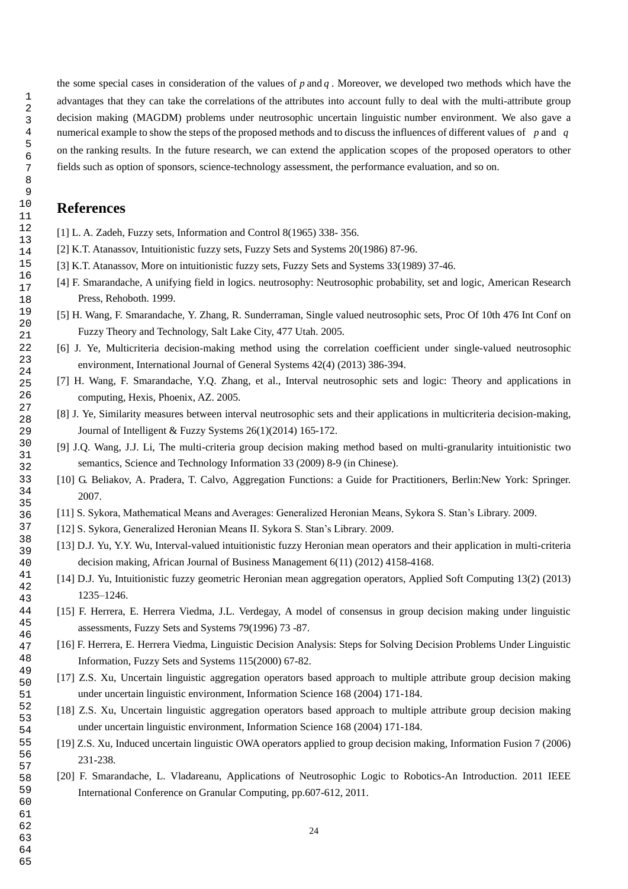the some special cases in consideration of the values of $p$ and $q$ . Moreover, we developed two methods which have the advantages that they can take the correlations of the attributes into account fully to deal with the multi-attribute group decision making (MAGDM) problems under neutrosophic uncertain linguistic number environment. We also gave a numerical example to show the steps of the proposed methods and to discuss the influences of different values of $p$ and $q$ on the ranking results. In the future research, we can extend the application scopes of the proposed operators to other fields such as option of sponsors, science-technology assessment, the performance evaluation, and so on.

## References

[1] L. A. Zadeh, Fuzzy sets, Information and Control 8(1965) 338- 356.

[2] K.T. Atanassov, Intuitionistic fuzzy sets, Fuzzy Sets and Systems 20(1986) 87-96.

[3] K.T. Atanassov, More on intuitionistic fuzzy sets, Fuzzy Sets and Systems 33(1989) 37-46.

[4] F. Smarandache, A unifying field in logics. neutrosophy: Neutrosophic probability, set and logic, American Research Press, Rehoboth. 1999.

[5] H. Wang, F. Smarandache, Y. Zhang, R. Sunderraman, Single valued neutrosophic sets, Proc Of 10th 476 Int Conf on Fuzzy Theory and Technology, Salt Lake City, 477 Utah. 2005.

[6] J. Ye, Multicriteria decision-making method using the correlation coefficient under single-valued neutrosophic environment, International Journal of General Systems 42(4) (2013) 386-394.

[7] H. Wang, F. Smarandache, Y.Q. Zhang, et al., Interval neutrosophic sets and logic: Theory and applications in computing, Hexis, Phoenix, AZ. 2005.

[8] J. Ye, Similarity measures between interval neutrosophic sets and their applications in multicriteria decision-making, Journal of Intelligent & Fuzzy Systems 26(1)(2014) 165-172.

[9] J.Q. Wang, J.J. Li, The multi-criteria group decision making method based on multi-granularity intuitionistic two semantics, Science and Technology Information 33 (2009) 8-9 (in Chinese).

[10] G. Beliakov, A. Pradera, T. Calvo, Aggregation Functions: a Guide for Practitioners, Berlin:New York: Springer. 2007.

[11] S. Sykora, Mathematical Means and Averages: Generalized Heronian Means, Sykora S. Stan's Library. 2009.

[12] S. Sykora, Generalized Heronian Means II. Sykora S. Stan's Library. 2009.

[13] D.J. Yu, Y.Y. Wu, Interval-valued intuitionistic fuzzy Heronian mean operators and their application in multi-criteria decision making, African Journal of Business Management 6(11) (2012) 4158-4168.

[14] D.J. Yu, Intuitionistic fuzzy geometric Heronian mean aggregation operators, Applied Soft Computing 13(2) (2013) 1235–1246.

[15] F. Herrera, E. Herrera Viedma, J.L. Verdegay, A model of consensus in group decision making under linguistic assessments, Fuzzy Sets and Systems 79(1996) 73 -87.

[16] F. Herrera, E. Herrera Viedma, Linguistic Decision Analysis: Steps for Solving Decision Problems Under Linguistic Information, Fuzzy Sets and Systems 115(2000) 67-82.

[17] Z.S. Xu, Uncertain linguistic aggregation operators based approach to multiple attribute group decision making under uncertain linguistic environment, Information Science 168 (2004) 171-184.

[18] Z.S. Xu, Uncertain linguistic aggregation operators based approach to multiple attribute group decision making under uncertain linguistic environment, Information Science 168 (2004) 171-184.

[19] Z.S. Xu, Induced uncertain linguistic OWA operators applied to group decision making, Information Fusion 7 (2006) 231-238.

[20] F. Smarandache, L. Vladareanu, Applications of Neutrosophic Logic to Robotics-An Introduction. 2011 IEEE International Conference on Granular Computing, pp.607-612, 2011.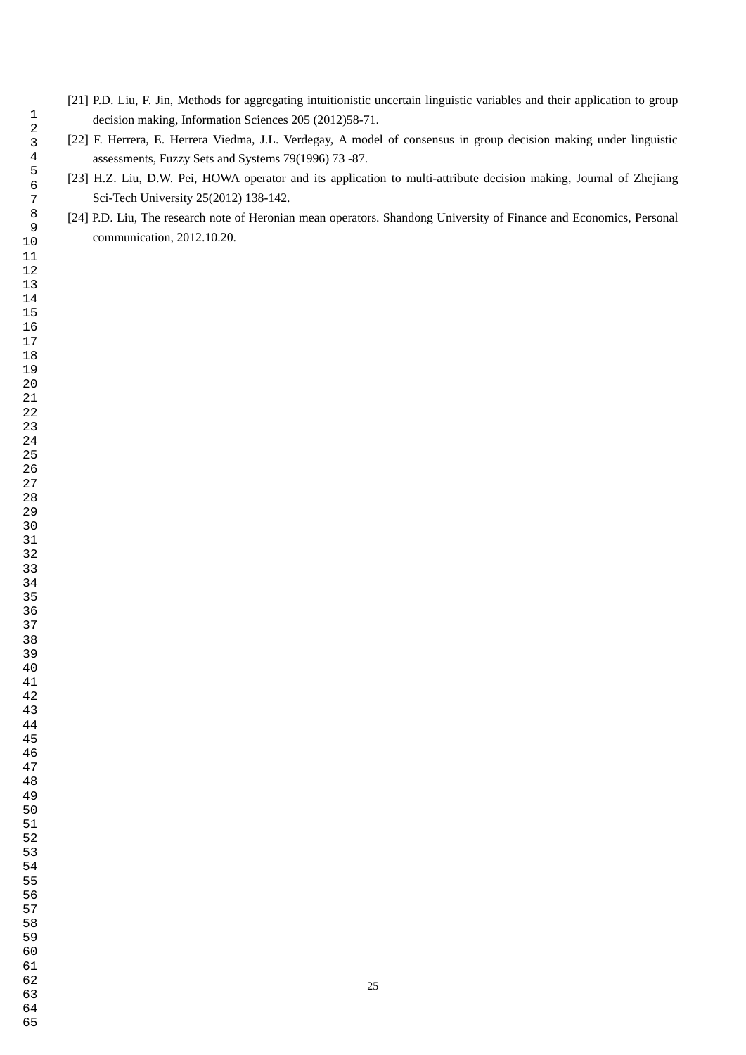[21] P.D. Liu, F. Jin, Methods for aggregating intuitionistic uncertain linguistic variables and their application to group decision making, Information Sciences 205 (2012)58-71.

[22] F. Herrera, E. Herrera Viedma, J.L. Verdegay, A model of consensus in group decision making under linguistic assessments, Fuzzy Sets and Systems 79(1996) 73 -87.

[23] H.Z. Liu, D.W. Pei, HOWA operator and its application to multi-attribute decision making, Journal of Zhejiang Sci-Tech University 25(2012) 138-142.

[24] P.D. Liu, The research note of Heronian mean operators. Shandong University of Finance and Economics, Personal communication, 2012.10.20.